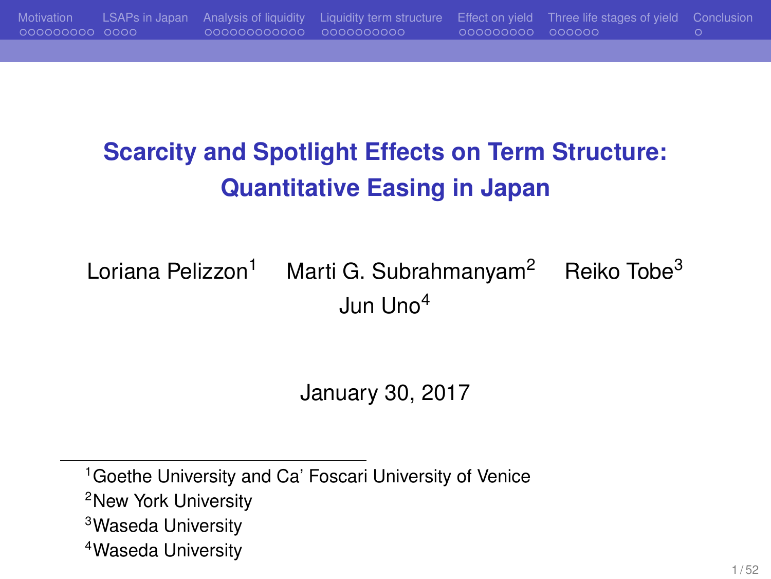# Scarcity and Spotlight Effects on Term Structure: Quantitative Easing in Japan

Loriana Pelizzon[1] Marti G. Subrahmanyam[2] Reiko Tobe[3] Jun Uno[4]

January 30, 2017

[1]Goethe University and Ca' Foscari University of Venice

[2]New York University

[3]Waseda University

[4]Waseda University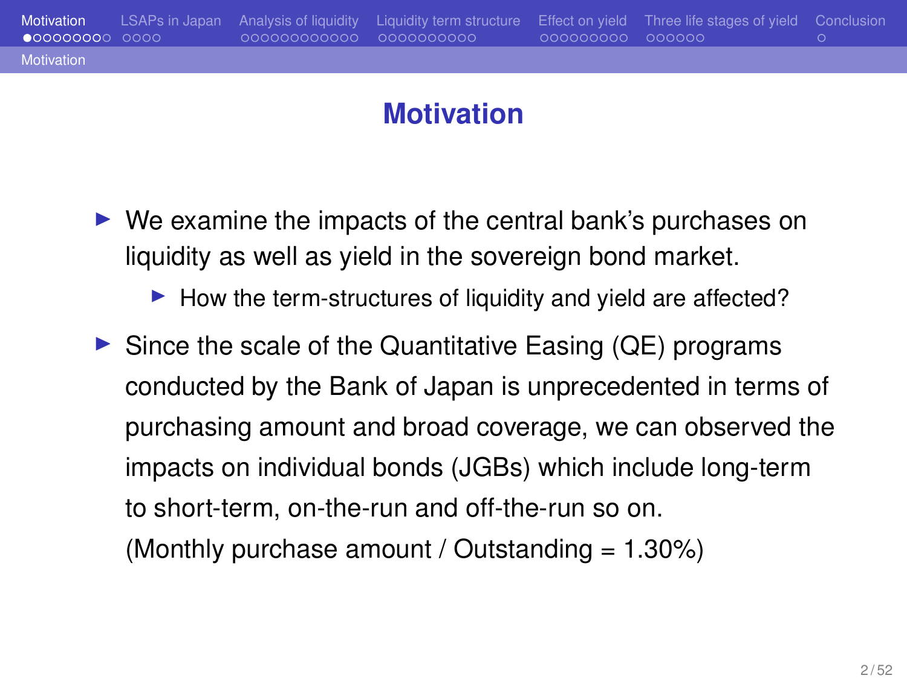# Motivation

- We examine the impacts of the central bank's purchases on liquidity as well as yield in the sovereign bond market.
  - How the term-structures of liquidity and yield are affected?
- Since the scale of the Quantitative Easing (QE) programs conducted by the Bank of Japan is unprecedented in terms of purchasing amount and broad coverage, we can observed the impacts on individual bonds (JGBs) which include long-term to short-term, on-the-run and off-the-run so on.
  (Monthly purchase amount / Outstanding = 1.30%)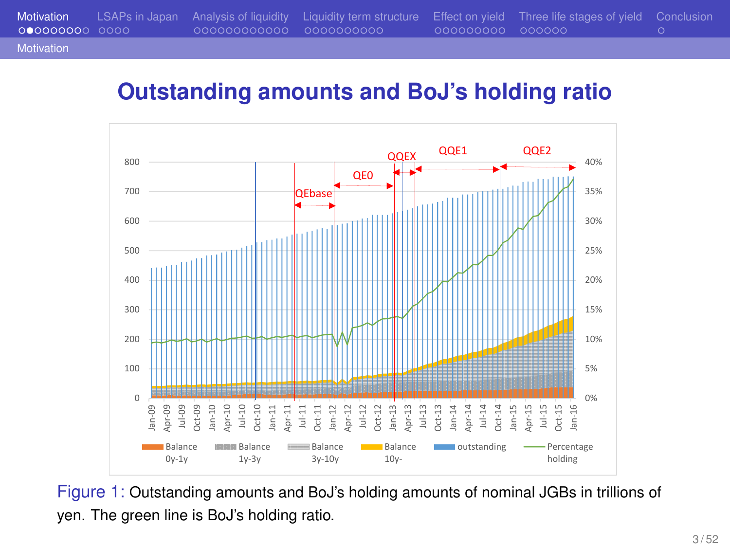# Outstanding amounts and BoJ's holding ratio

Figure 1: Outstanding amounts and BoJ's holding amounts of nominal JGBs in trillions of yen. The green line is BoJ's holding ratio.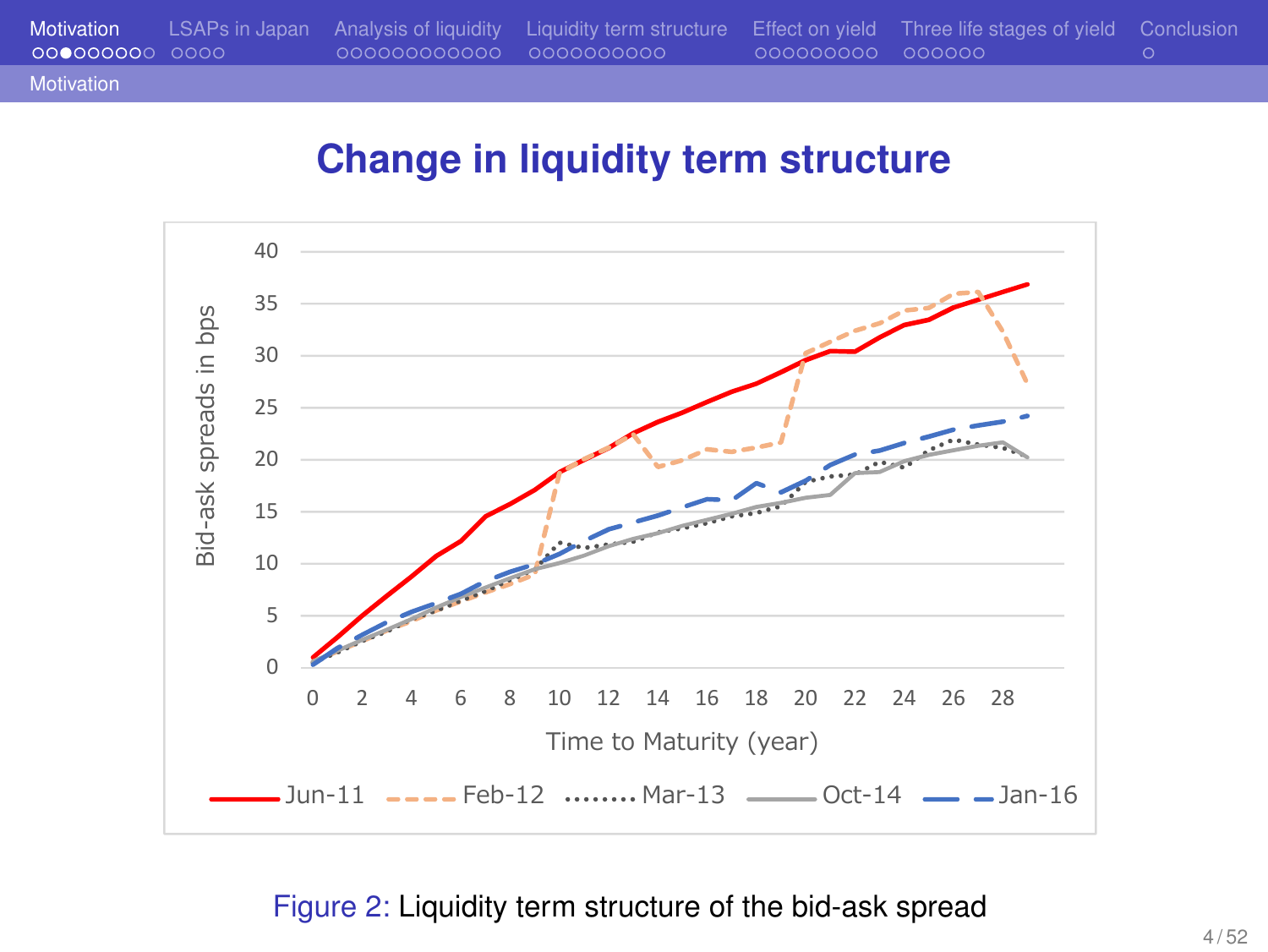## Change in liquidity term structure

Figure 2: Liquidity term structure of the bid-ask spread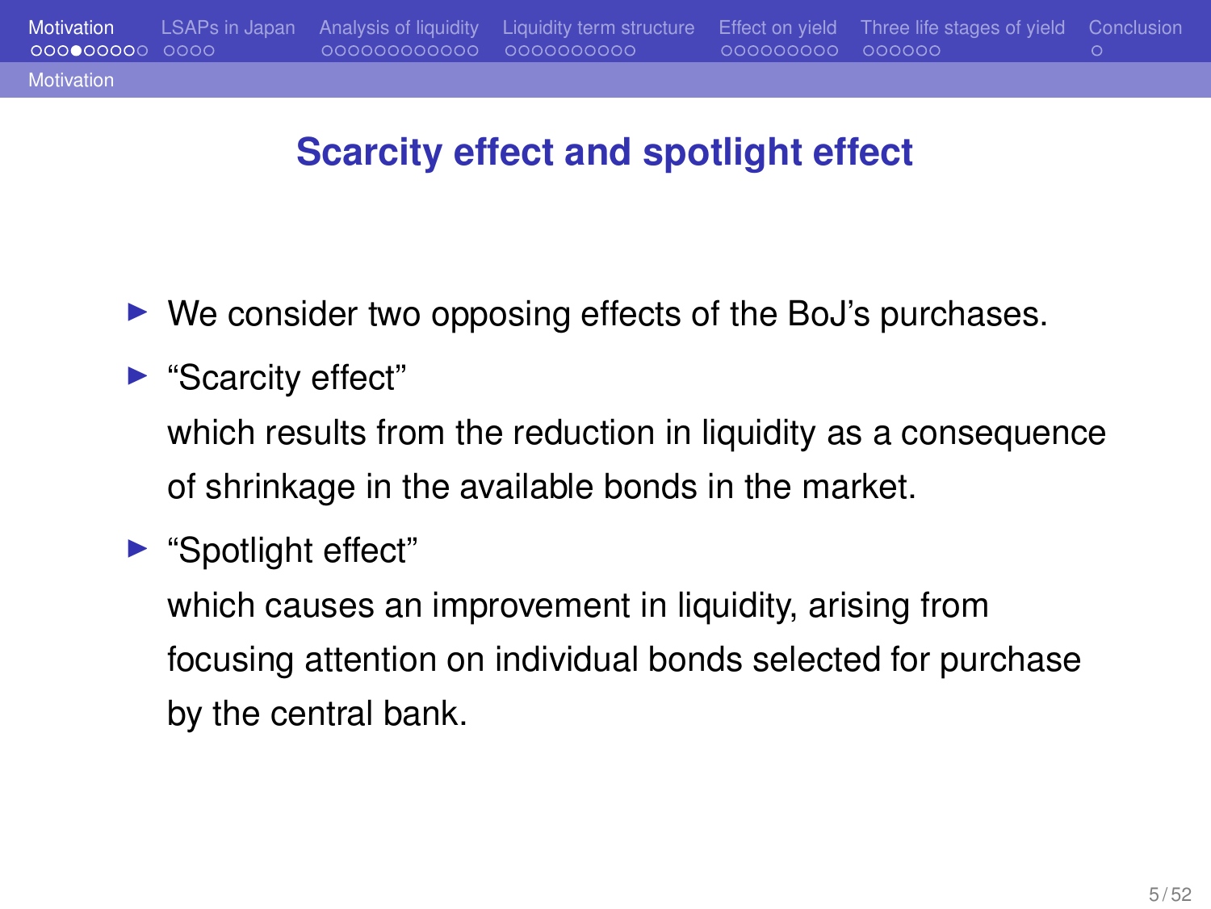# Scarcity effect and spotlight effect

- We consider two opposing effects of the BoJ's purchases.
- "Scarcity effect"
  which results from the reduction in liquidity as a consequence of shrinkage in the available bonds in the market.
- "Spotlight effect"
  which causes an improvement in liquidity, arising from focusing attention on individual bonds selected for purchase by the central bank.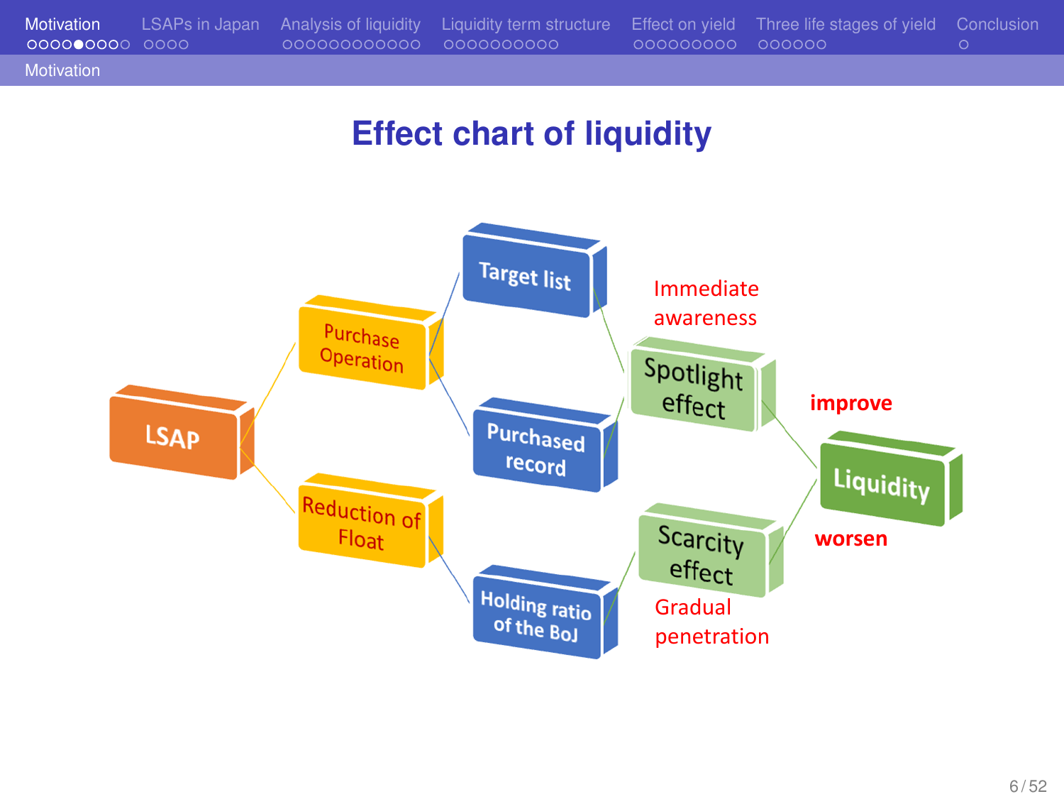# Effect chart of liquidity

LSAP → Purchase Operation → Target list → Spotlight effect (Immediate awareness) → **improve** Liquidity

LSAP → Purchase Operation → Purchased record → Spotlight effect

LSAP → Reduction of Float → Holding ratio of the BoJ → Scarcity effect (Gradual penetration) → **worsen** Liquidity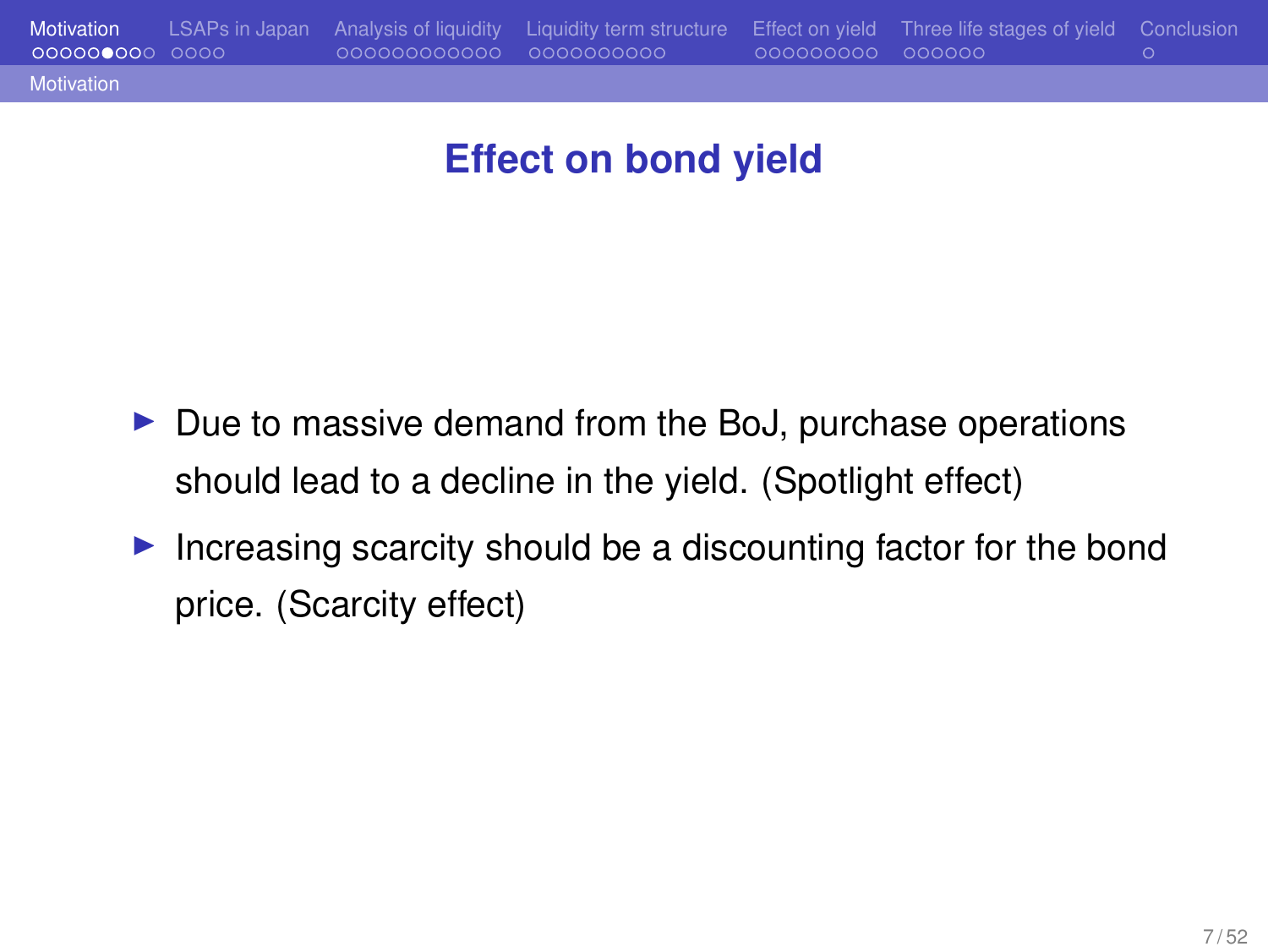## Effect on bond yield

- Due to massive demand from the BoJ, purchase operations should lead to a decline in the yield. (Spotlight effect)
- Increasing scarcity should be a discounting factor for the bond price. (Scarcity effect)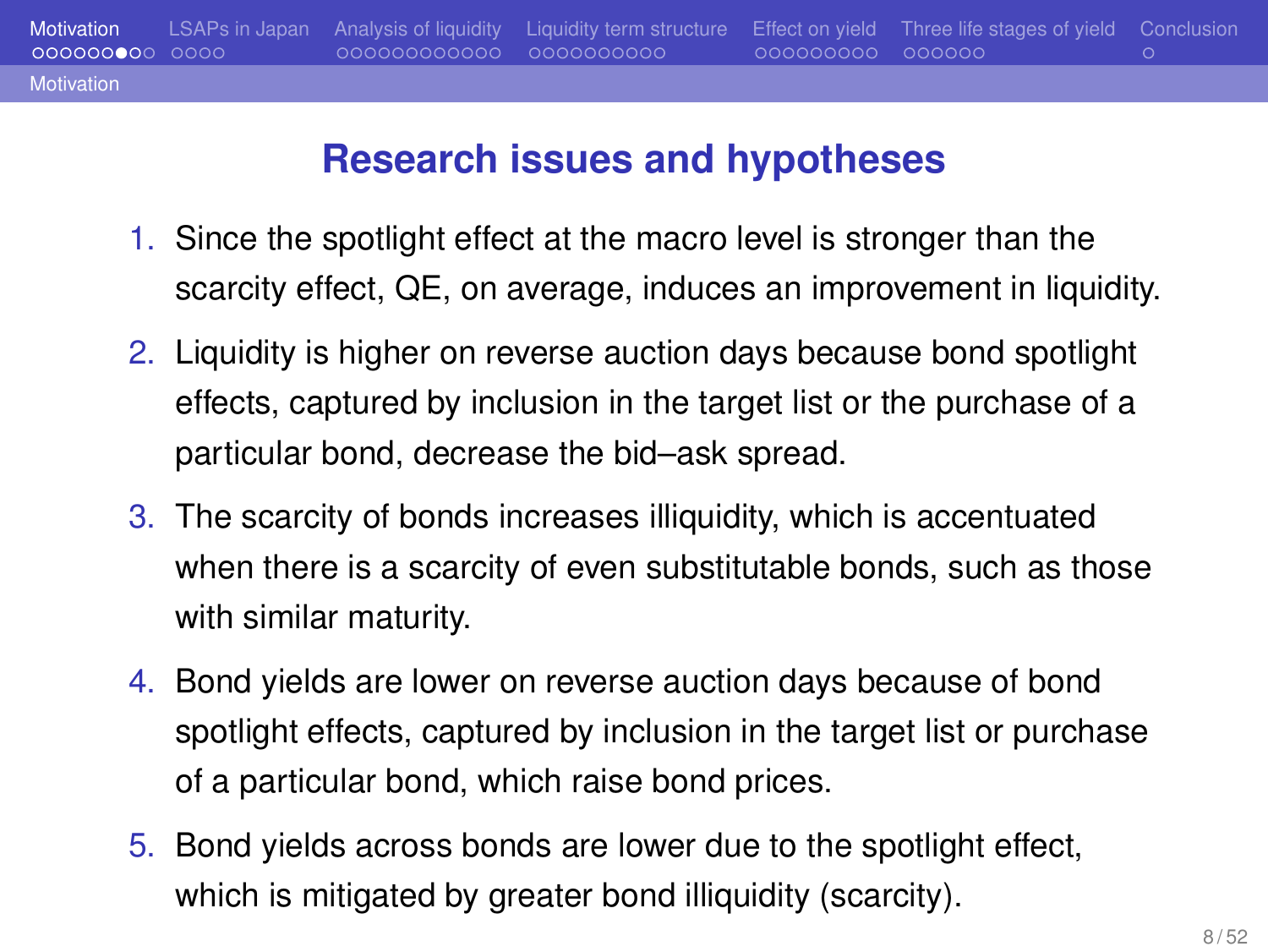# Research issues and hypotheses

1. Since the spotlight effect at the macro level is stronger than the scarcity effect, QE, on average, induces an improvement in liquidity.
2. Liquidity is higher on reverse auction days because bond spotlight effects, captured by inclusion in the target list or the purchase of a particular bond, decrease the bid–ask spread.
3. The scarcity of bonds increases illiquidity, which is accentuated when there is a scarcity of even substitutable bonds, such as those with similar maturity.
4. Bond yields are lower on reverse auction days because of bond spotlight effects, captured by inclusion in the target list or purchase of a particular bond, which raise bond prices.
5. Bond yields across bonds are lower due to the spotlight effect, which is mitigated by greater bond illiquidity (scarcity).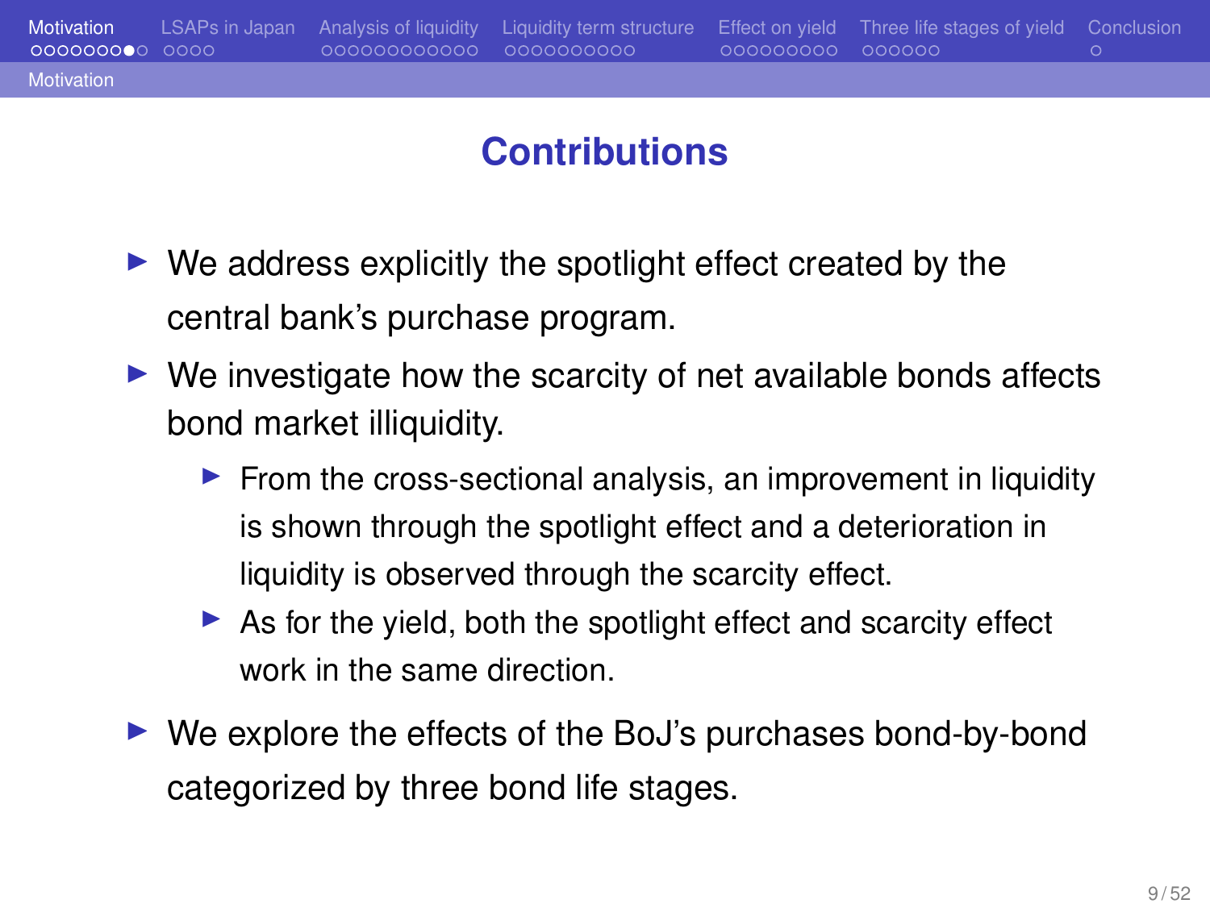# Contributions

- We address explicitly the spotlight effect created by the central bank's purchase program.
- We investigate how the scarcity of net available bonds affects bond market illiquidity.
  - From the cross-sectional analysis, an improvement in liquidity is shown through the spotlight effect and a deterioration in liquidity is observed through the scarcity effect.
  - As for the yield, both the spotlight effect and scarcity effect work in the same direction.
- We explore the effects of the BoJ's purchases bond-by-bond categorized by three bond life stages.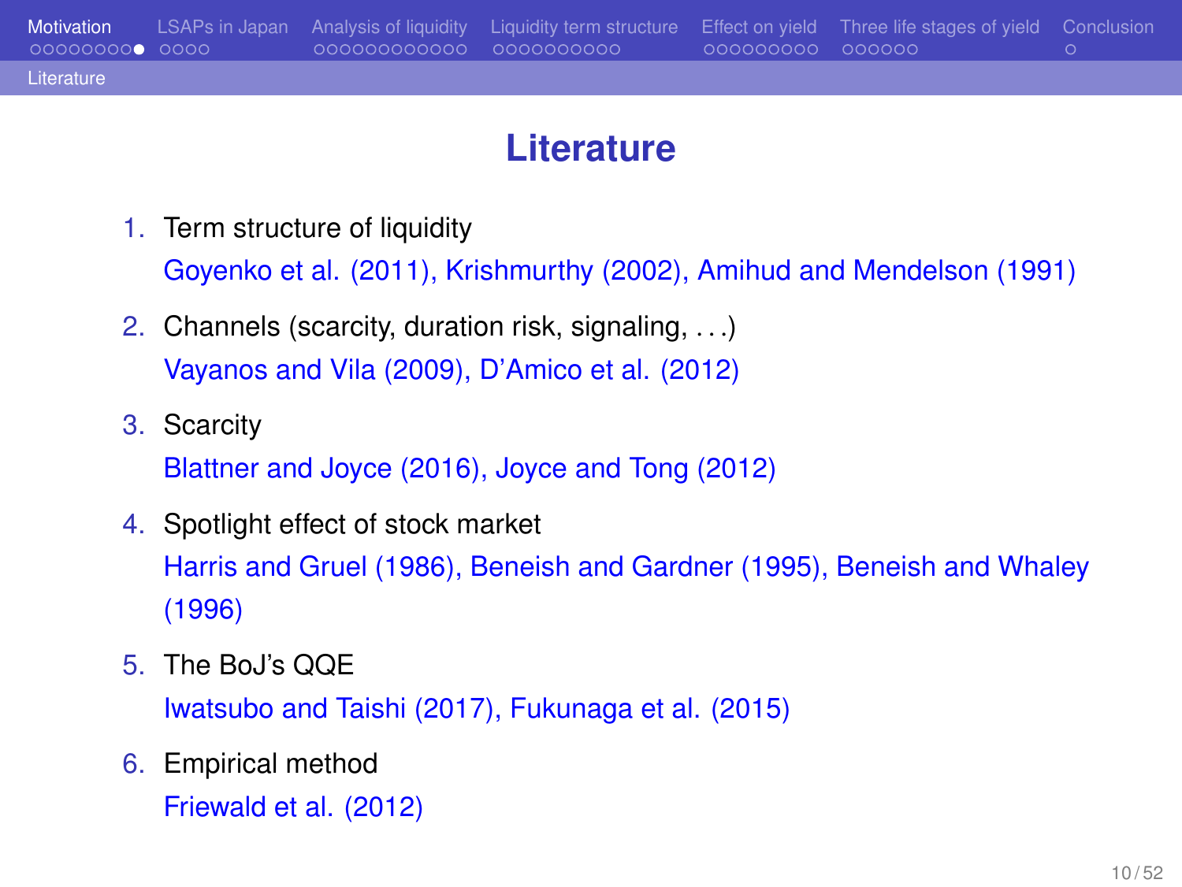# Literature

1. Term structure of liquidity
   Goyenko et al. (2011), Krishmurthy (2002), Amihud and Mendelson (1991)
2. Channels (scarcity, duration risk, signaling, ...)
   Vayanos and Vila (2009), D'Amico et al. (2012)
3. Scarcity
   Blattner and Joyce (2016), Joyce and Tong (2012)
4. Spotlight effect of stock market
   Harris and Gruel (1986), Beneish and Gardner (1995), Beneish and Whaley (1996)
5. The BoJ's QQE
   Iwatsubo and Taishi (2017), Fukunaga et al. (2015)
6. Empirical method
   Friewald et al. (2012)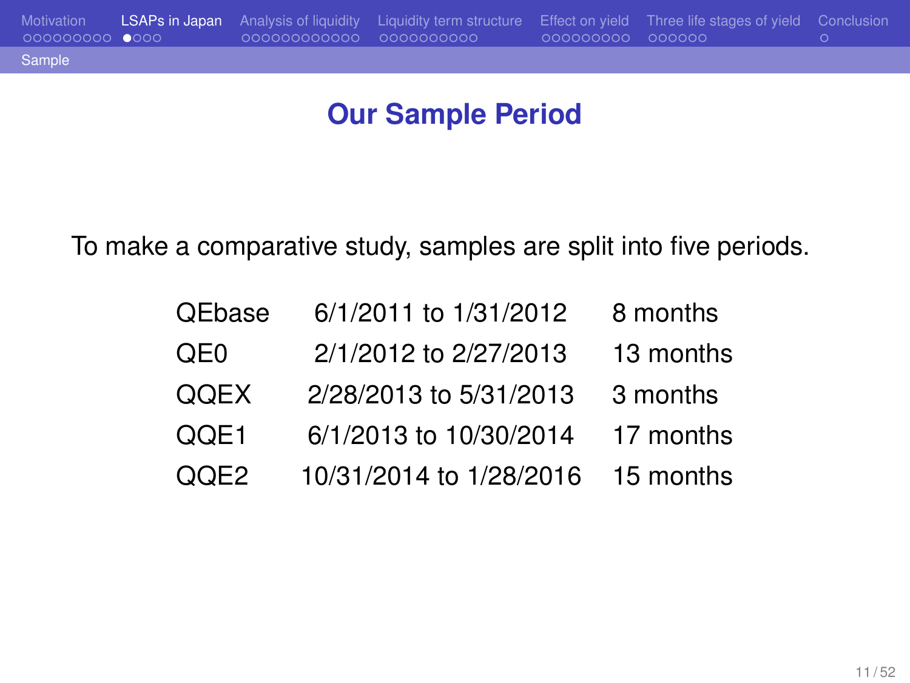# Our Sample Period

To make a comparative study, samples are split into five periods.

| | | |
|---|---|---|
| QEbase | 6/1/2011 to 1/31/2012 | 8 months |
| QE0 | 2/1/2012 to 2/27/2013 | 13 months |
| QQEX | 2/28/2013 to 5/31/2013 | 3 months |
| QQE1 | 6/1/2013 to 10/30/2014 | 17 months |
| QQE2 | 10/31/2014 to 1/28/2016 | 15 months |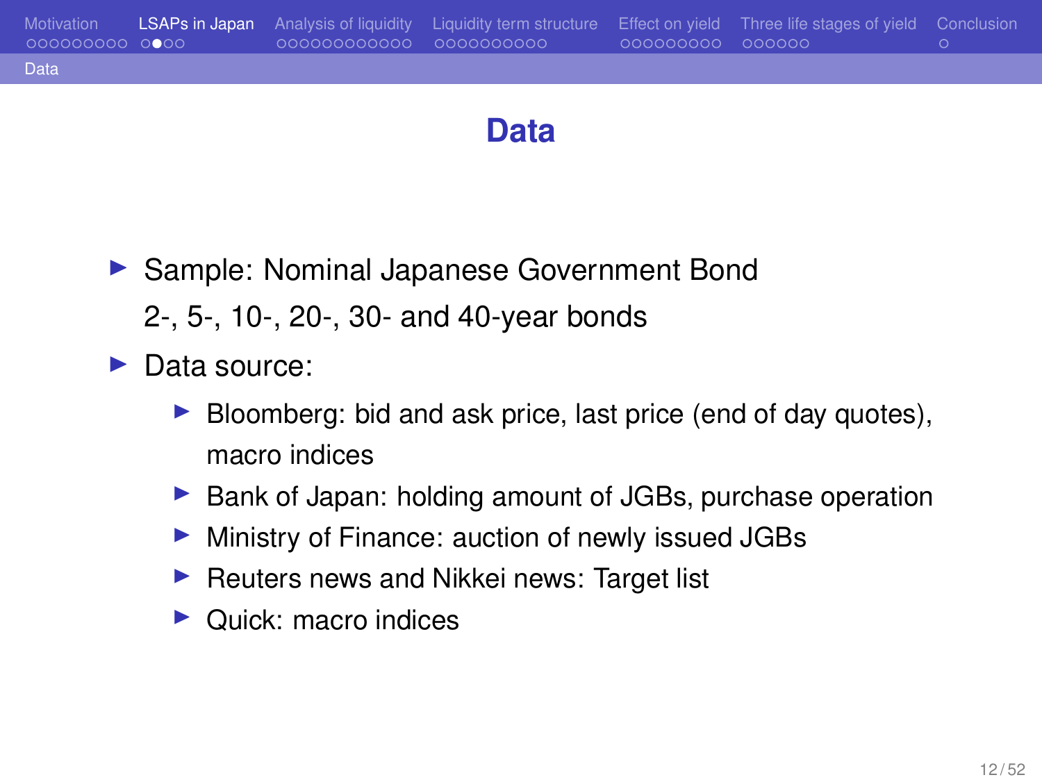# Data

- Sample: Nominal Japanese Government Bond
  2-, 5-, 10-, 20-, 30- and 40-year bonds
- Data source:
  - Bloomberg: bid and ask price, last price (end of day quotes), macro indices
  - Bank of Japan: holding amount of JGBs, purchase operation
  - Ministry of Finance: auction of newly issued JGBs
  - Reuters news and Nikkei news: Target list
  - Quick: macro indices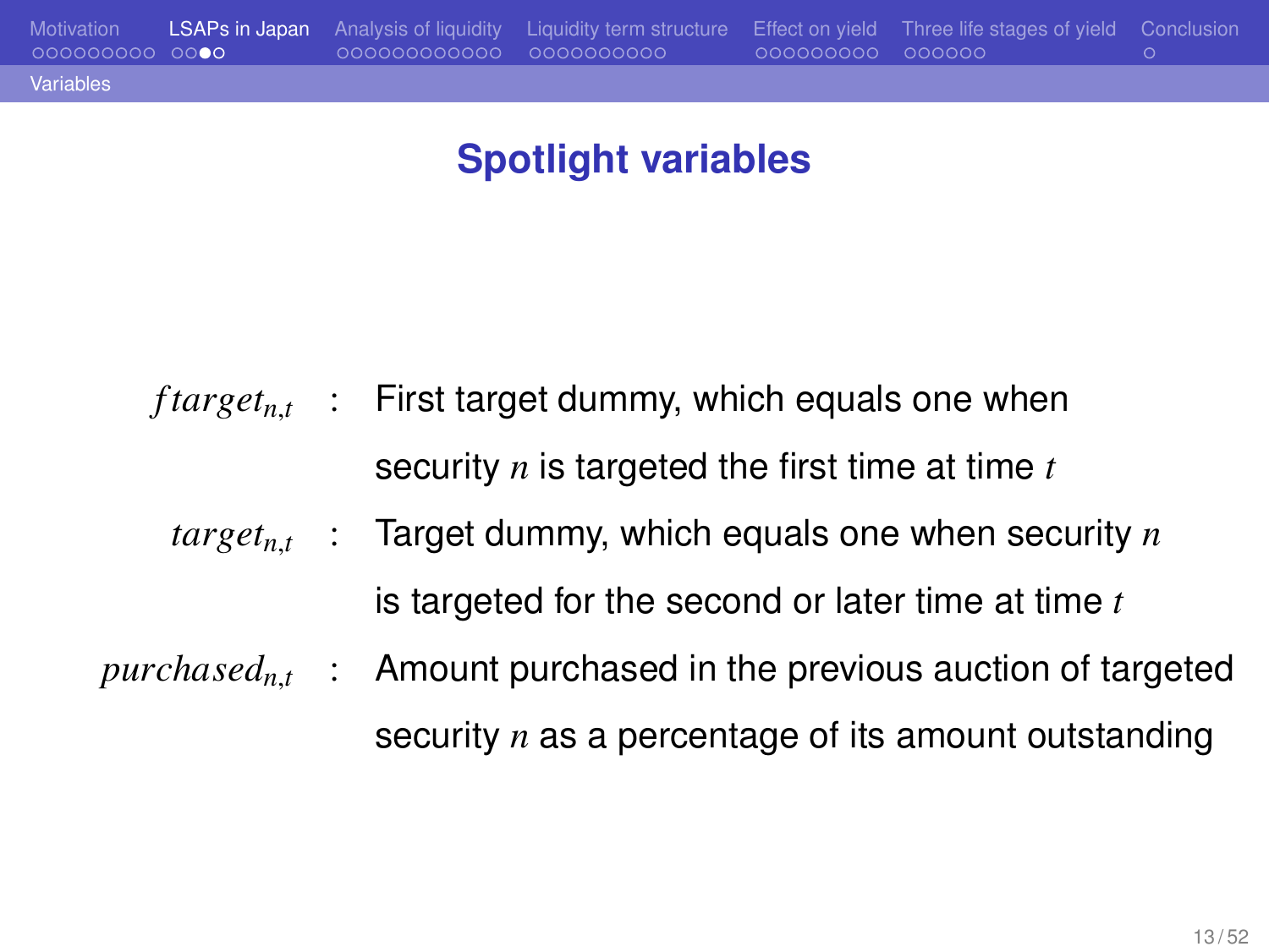# Spotlight variables

- $ftarget_{n,t}$ : First target dummy, which equals one when security $n$ is targeted the first time at time $t$
- $target_{n,t}$ : Target dummy, which equals one when security $n$ is targeted for the second or later time at time $t$
- $purchased_{n,t}$ : Amount purchased in the previous auction of targeted security $n$ as a percentage of its amount outstanding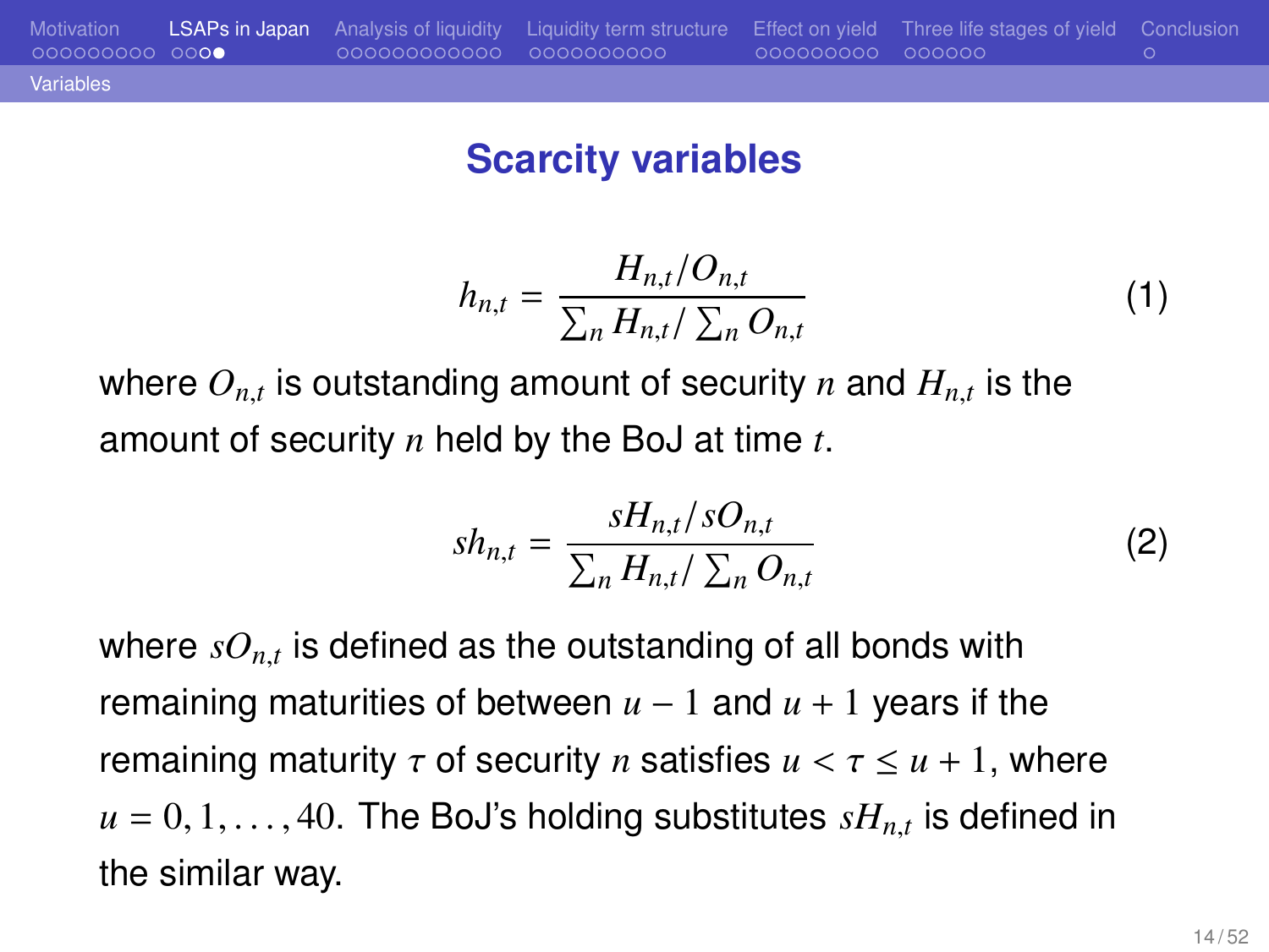# Scarcity variables

$$h_{n,t} = \frac{H_{n,t}/O_{n,t}}{\sum_n H_{n,t}/\sum_n O_{n,t}} \tag{1}$$

where $O_{n,t}$ is outstanding amount of security $n$ and $H_{n,t}$ is the amount of security $n$ held by the BoJ at time $t$.

$$sh_{n,t} = \frac{sH_{n,t}/sO_{n,t}}{\sum_n H_{n,t}/\sum_n O_{n,t}} \tag{2}$$

where $sO_{n,t}$ is defined as the outstanding of all bonds with remaining maturities of between $u-1$ and $u+1$ years if the remaining maturity $\tau$ of security $n$ satisfies $u < \tau \leq u+1$, where $u = 0, 1, \ldots, 40$. The BoJ's holding substitutes $sH_{n,t}$ is defined in the similar way.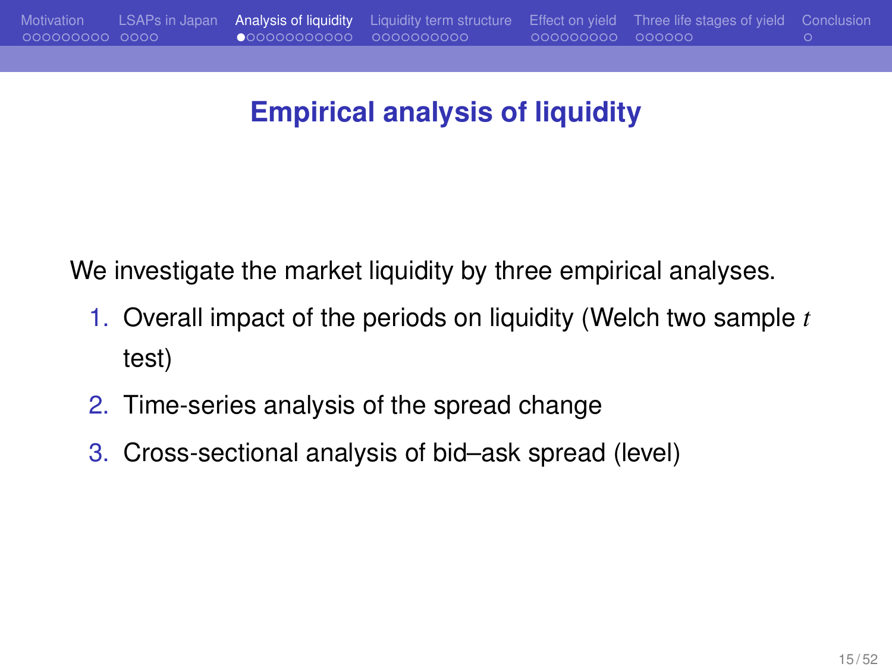# Empirical analysis of liquidity

We investigate the market liquidity by three empirical analyses.

1. Overall impact of the periods on liquidity (Welch two sample $t$ test)
2. Time-series analysis of the spread change
3. Cross-sectional analysis of bid–ask spread (level)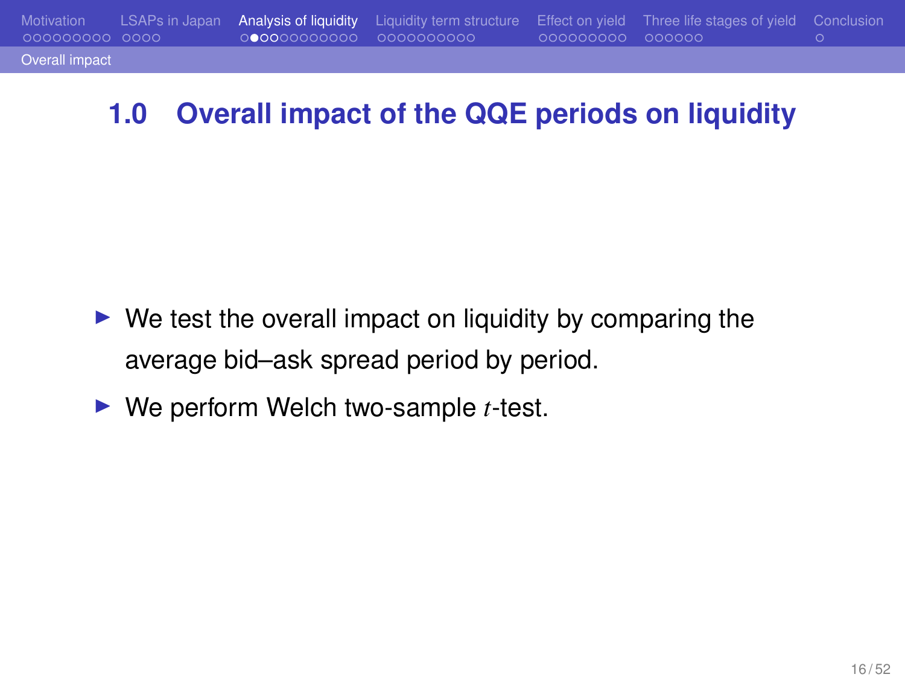## 1.0 Overall impact of the QQE periods on liquidity

- We test the overall impact on liquidity by comparing the average bid–ask spread period by period.
- We perform Welch two-sample $t$-test.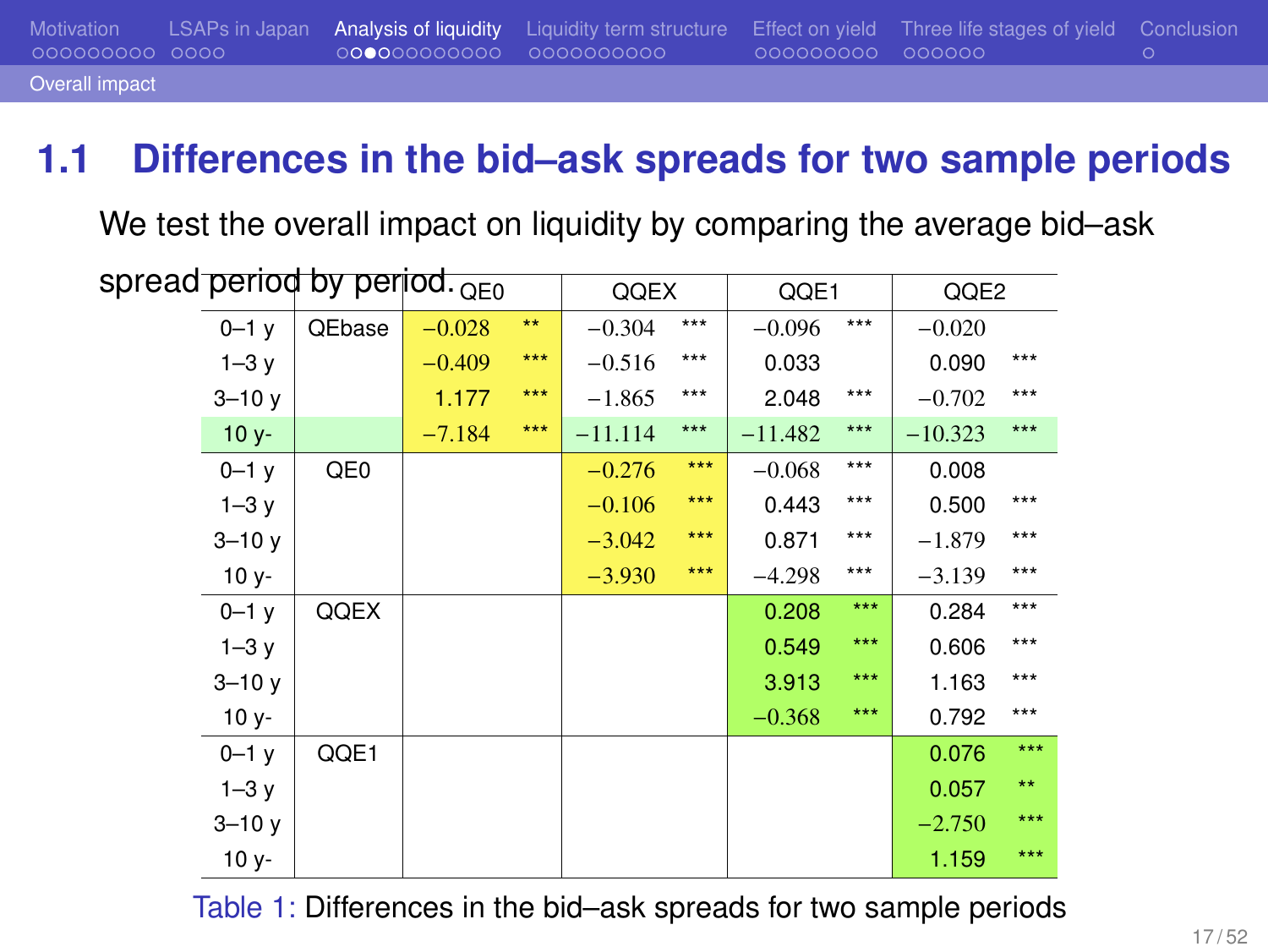## 1.1 Differences in the bid–ask spreads for two sample periods

We test the overall impact on liquidity by comparing the average bid–ask spread period by period.

| | | QE0 | | QQEX | | QQE1 | | QQE2 | |
|---|---|---|---|---|---|---|---|---|---|
| 0–1 y | QEbase | −0.028 | ** | −0.304 | *** | −0.096 | *** | −0.020 | |
| 1–3 y | | −0.409 | *** | −0.516 | *** | 0.033 | | 0.090 | *** |
| 3–10 y | | 1.177 | *** | −1.865 | *** | 2.048 | *** | −0.702 | *** |
| 10 y- | | −7.184 | *** | −11.114 | *** | −11.482 | *** | −10.323 | *** |
| 0–1 y | QE0 | | | −0.276 | *** | −0.068 | *** | 0.008 | |
| 1–3 y | | | | −0.106 | *** | 0.443 | *** | 0.500 | *** |
| 3–10 y | | | | −3.042 | *** | 0.871 | *** | −1.879 | *** |
| 10 y- | | | | −3.930 | *** | −4.298 | *** | −3.139 | *** |
| 0–1 y | QQEX | | | | | 0.208 | *** | 0.284 | *** |
| 1–3 y | | | | | | 0.549 | *** | 0.606 | *** |
| 3–10 y | | | | | | 3.913 | *** | 1.163 | *** |
| 10 y- | | | | | | −0.368 | *** | 0.792 | *** |
| 0–1 y | QQE1 | | | | | | | 0.076 | *** |
| 1–3 y | | | | | | | | 0.057 | ** |
| 3–10 y | | | | | | | | −2.750 | *** |
| 10 y- | | | | | | | | 1.159 | *** |

Table 1: Differences in the bid–ask spreads for two sample periods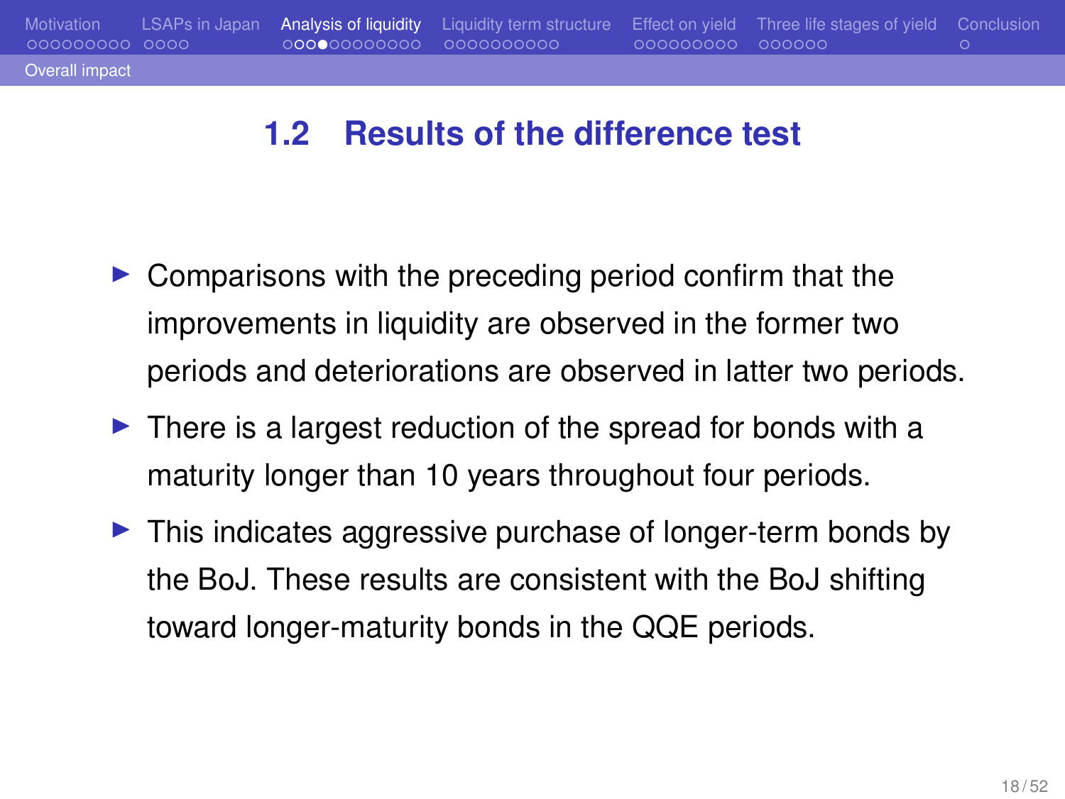## 1.2 Results of the difference test

- Comparisons with the preceding period confirm that the improvements in liquidity are observed in the former two periods and deteriorations are observed in latter two periods.
- There is a largest reduction of the spread for bonds with a maturity longer than 10 years throughout four periods.
- This indicates aggressive purchase of longer-term bonds by the BoJ. These results are consistent with the BoJ shifting toward longer-maturity bonds in the QQE periods.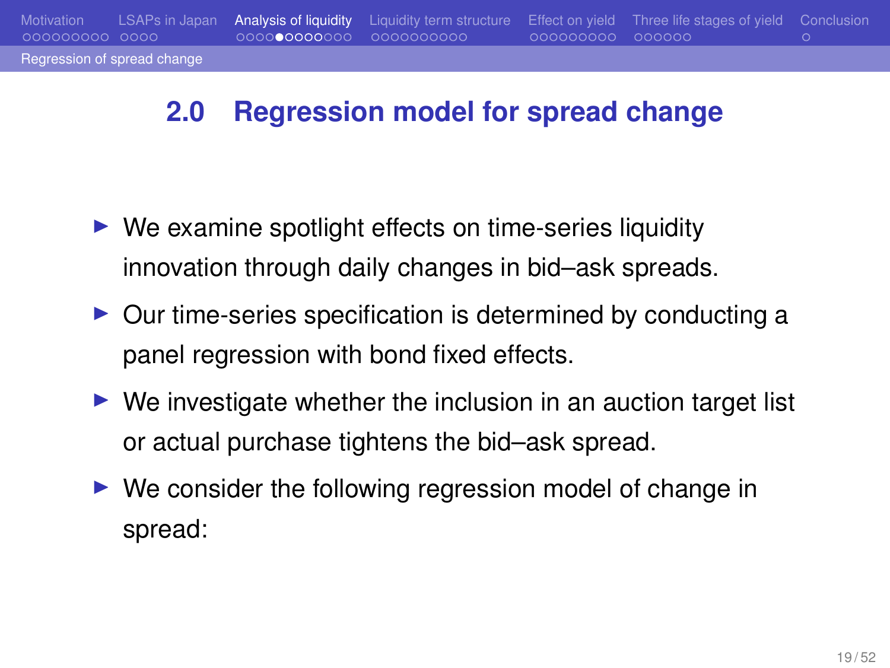## 2.0 Regression model for spread change

- We examine spotlight effects on time-series liquidity innovation through daily changes in bid–ask spreads.
- Our time-series specification is determined by conducting a panel regression with bond fixed effects.
- We investigate whether the inclusion in an auction target list or actual purchase tightens the bid–ask spread.
- We consider the following regression model of change in spread: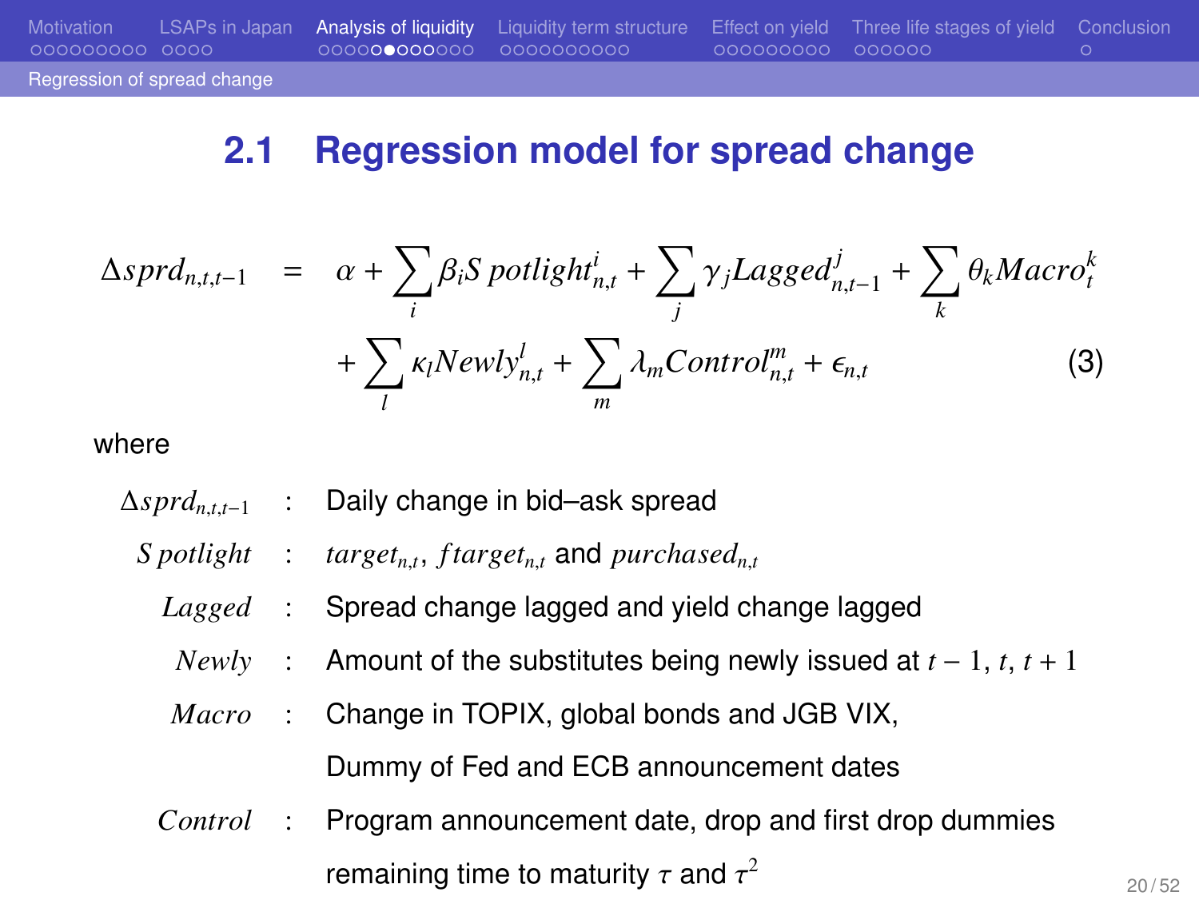## 2.1 Regression model for spread change

$$
\begin{aligned}
\Delta sprd_{n,t,t-1} \;=\;& \alpha + \sum_i \beta_i Spotlight^i_{n,t} + \sum_j \gamma_j Lagged^j_{n,t-1} + \sum_k \theta_k Macro^k_t \\
& + \sum_l \kappa_l Newly^l_{n,t} + \sum_m \lambda_m Control^m_{n,t} + \epsilon_{n,t} \qquad (3)
\end{aligned}
$$

where

- $\Delta sprd_{n,t,t-1}$ : Daily change in bid–ask spread
- $Spotlight$ : $target_{n,t}$, $ftarget_{n,t}$ and $purchased_{n,t}$
- $Lagged$ : Spread change lagged and yield change lagged
- $Newly$ : Amount of the substitutes being newly issued at $t-1$, $t$, $t+1$
- $Macro$ : Change in TOPIX, global bonds and JGB VIX, Dummy of Fed and ECB announcement dates
- $Control$ : Program announcement date, drop and first drop dummies remaining time to maturity $\tau$ and $\tau^2$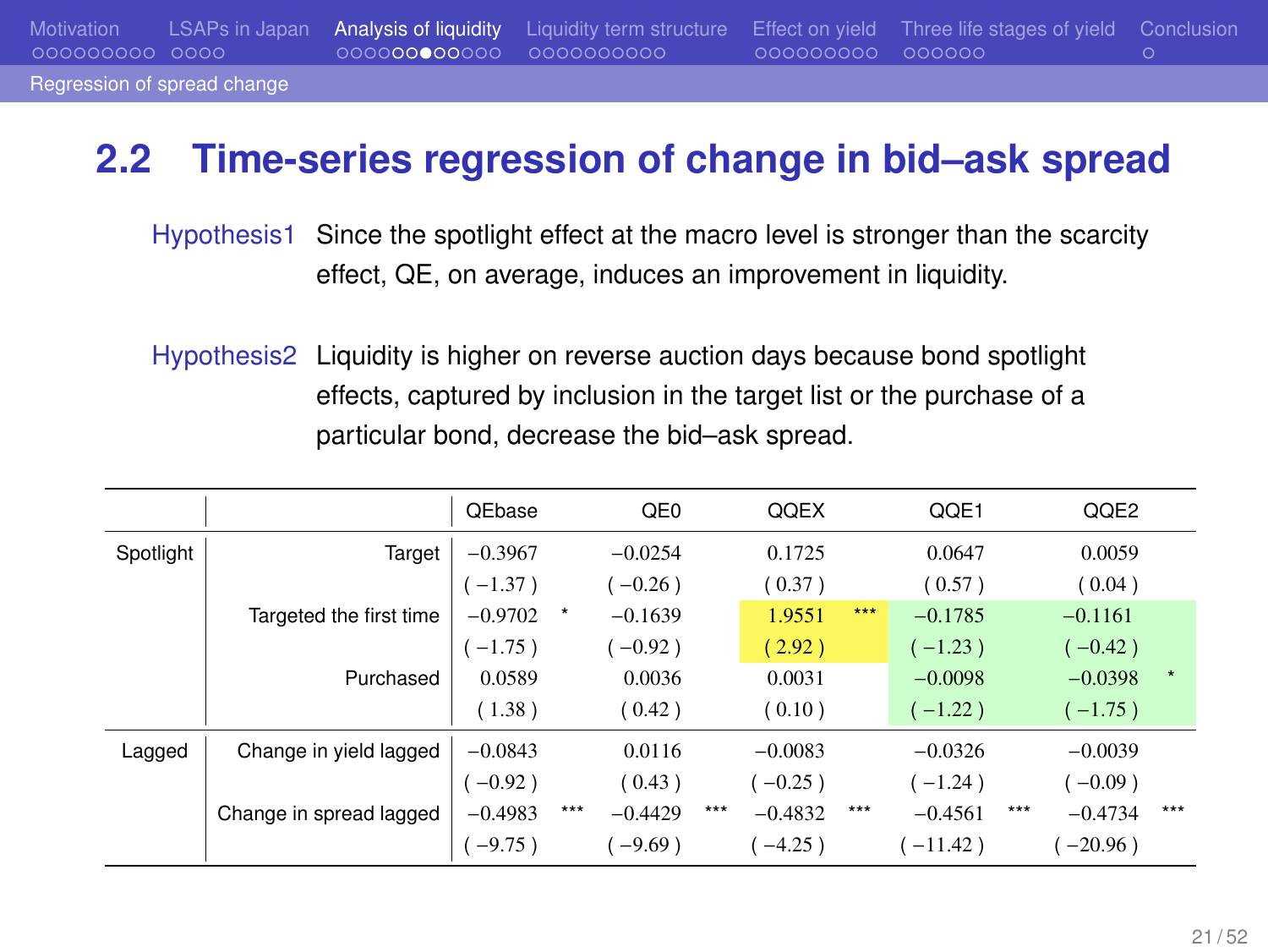## 2.2 Time-series regression of change in bid–ask spread

Hypothesis1 Since the spotlight effect at the macro level is stronger than the scarcity effect, QE, on average, induces an improvement in liquidity.

Hypothesis2 Liquidity is higher on reverse auction days because bond spotlight effects, captured by inclusion in the target list or the purchase of a particular bond, decrease the bid–ask spread.

| | | QEbase | | QE0 | | QQEX | | QQE1 | | QQE2 | |
|---|---|---|---|---|---|---|---|---|---|---|---|
| Spotlight | Target | −0.3967 | | −0.0254 | | 0.1725 | | 0.0647 | | 0.0059 | |
| | | ( −1.37 ) | | ( −0.26 ) | | ( 0.37 ) | | ( 0.57 ) | | ( 0.04 ) | |
| | Targeted the first time | −0.9702 | * | −0.1639 | | 1.9551 | *** | −0.1785 | | −0.1161 | |
| | | ( −1.75 ) | | ( −0.92 ) | | ( 2.92 ) | | ( −1.23 ) | | ( −0.42 ) | |
| | Purchased | 0.0589 | | 0.0036 | | 0.0031 | | −0.0098 | | −0.0398 | * |
| | | ( 1.38 ) | | ( 0.42 ) | | ( 0.10 ) | | ( −1.22 ) | | ( −1.75 ) | |
| Lagged | Change in yield lagged | −0.0843 | | 0.0116 | | −0.0083 | | −0.0326 | | −0.0039 | |
| | | ( −0.92 ) | | ( 0.43 ) | | ( −0.25 ) | | ( −1.24 ) | | ( −0.09 ) | |
| | Change in spread lagged | −0.4983 | *** | −0.4429 | *** | −0.4832 | *** | −0.4561 | *** | −0.4734 | *** |
| | | ( −9.75 ) | | ( −9.69 ) | | ( −4.25 ) | | ( −11.42 ) | | ( −20.96 ) | |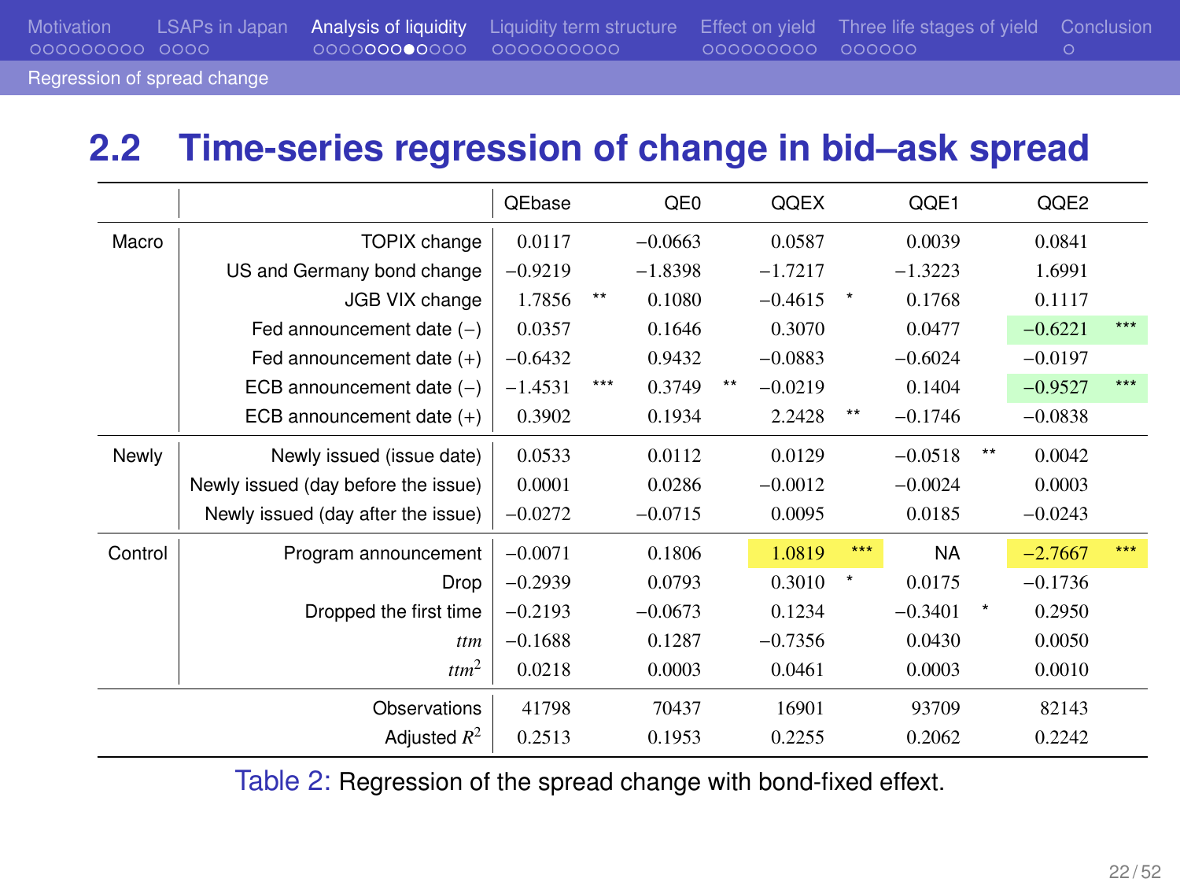## 2.2 Time-series regression of change in bid–ask spread

| | | QEbase | | QE0 | | QQEX | | QQE1 | | QQE2 | |
|---|---|---|---|---|---|---|---|---|---|---|---|
| Macro | TOPIX change | 0.0117 | | −0.0663 | | 0.0587 | | 0.0039 | | 0.0841 | |
| | US and Germany bond change | −0.9219 | | −1.8398 | | −1.7217 | | −1.3223 | | 1.6991 | |
| | JGB VIX change | 1.7856 | ** | 0.1080 | | −0.4615 | * | 0.1768 | | 0.1117 | |
| | Fed announcement date (−) | 0.0357 | | 0.1646 | | 0.3070 | | 0.0477 | | −0.6221 | *** |
| | Fed announcement date (+) | −0.6432 | | 0.9432 | | −0.0883 | | −0.6024 | | −0.0197 | |
| | ECB announcement date (−) | −1.4531 | *** | 0.3749 | ** | −0.0219 | | 0.1404 | | −0.9527 | *** |
| | ECB announcement date (+) | 0.3902 | | 0.1934 | | 2.2428 | ** | −0.1746 | | −0.0838 | |
| Newly | Newly issued (issue date) | 0.0533 | | 0.0112 | | 0.0129 | | −0.0518 | ** | 0.0042 | |
| | Newly issued (day before the issue) | 0.0001 | | 0.0286 | | −0.0012 | | −0.0024 | | 0.0003 | |
| | Newly issued (day after the issue) | −0.0272 | | −0.0715 | | 0.0095 | | 0.0185 | | −0.0243 | |
| Control | Program announcement | −0.0071 | | 0.1806 | | 1.0819 | *** | NA | | −2.7667 | *** |
| | Drop | −0.2939 | | 0.0793 | | 0.3010 | * | 0.0175 | | −0.1736 | |
| | Dropped the first time | −0.2193 | | −0.0673 | | 0.1234 | | −0.3401 | * | 0.2950 | |
| | *ttm* | −0.1688 | | 0.1287 | | −0.7356 | | 0.0430 | | 0.0050 | |
| | $ttm^2$ | 0.0218 | | 0.0003 | | 0.0461 | | 0.0003 | | 0.0010 | |
| | Observations | 41798 | | 70437 | | 16901 | | 93709 | | 82143 | |
| | Adjusted $R^2$ | 0.2513 | | 0.1953 | | 0.2255 | | 0.2062 | | 0.2242 | |

Table 2: Regression of the spread change with bond-fixed effext.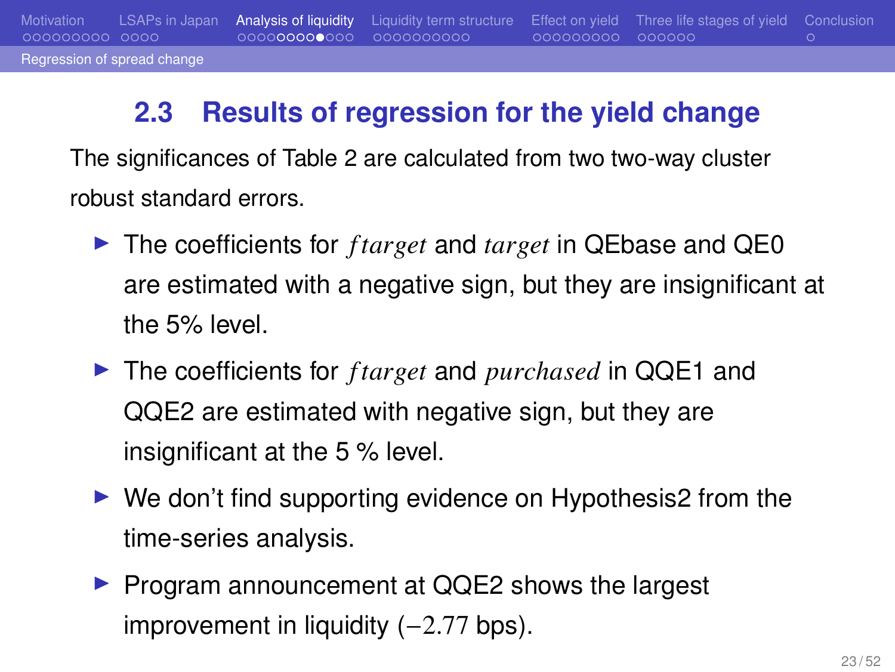## 2.3 Results of regression for the yield change

The significances of Table 2 are calculated from two two-way cluster robust standard errors.

- The coefficients for $ftarget$ and $target$ in QEbase and QE0 are estimated with a negative sign, but they are insignificant at the 5% level.
- The coefficients for $ftarget$ and $purchased$ in QQE1 and QQE2 are estimated with negative sign, but they are insignificant at the 5 % level.
- We don't find supporting evidence on Hypothesis2 from the time-series analysis.
- Program announcement at QQE2 shows the largest improvement in liquidity ($-2.77$ bps).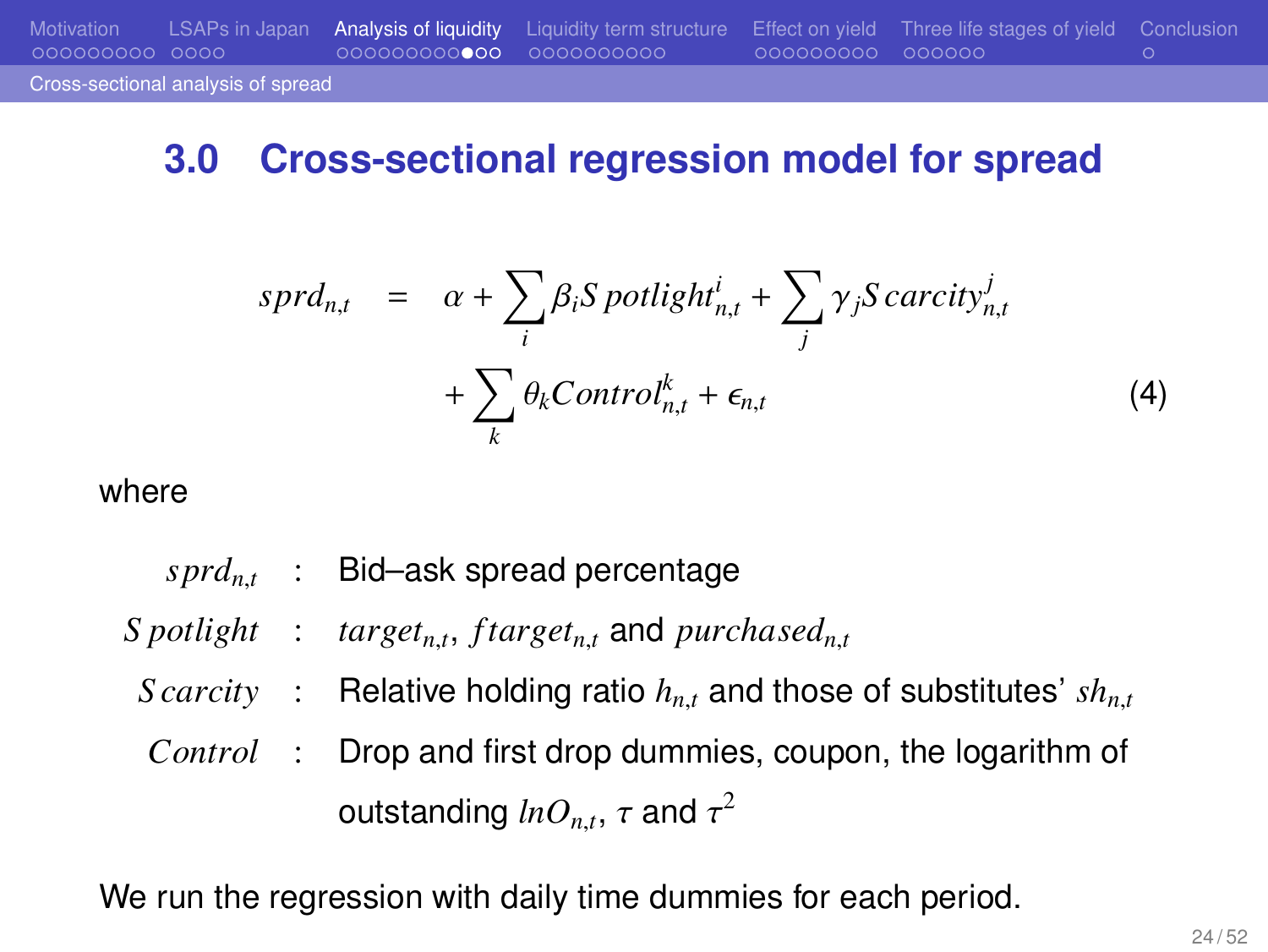## 3.0 Cross-sectional regression model for spread

$$
\begin{aligned}
sprd_{n,t} \quad = \quad & \alpha + \sum_i \beta_i Spotlight^i_{n,t} + \sum_j \gamma_j Scarcity^j_{n,t} \\
& + \sum_k \theta_k Control^k_{n,t} + \epsilon_{n,t}
\end{aligned}
\tag{4}
$$

where

- $sprd_{n,t}$ : Bid–ask spread percentage
- $Spotlight$ : $target_{n,t}$, $ftarget_{n,t}$ and $purchased_{n,t}$
- $Scarcity$ : Relative holding ratio $h_{n,t}$ and those of substitutes' $sh_{n,t}$
- $Control$ : Drop and first drop dummies, coupon, the logarithm of outstanding $lnO_{n,t}$, $\tau$ and $\tau^2$

We run the regression with daily time dummies for each period.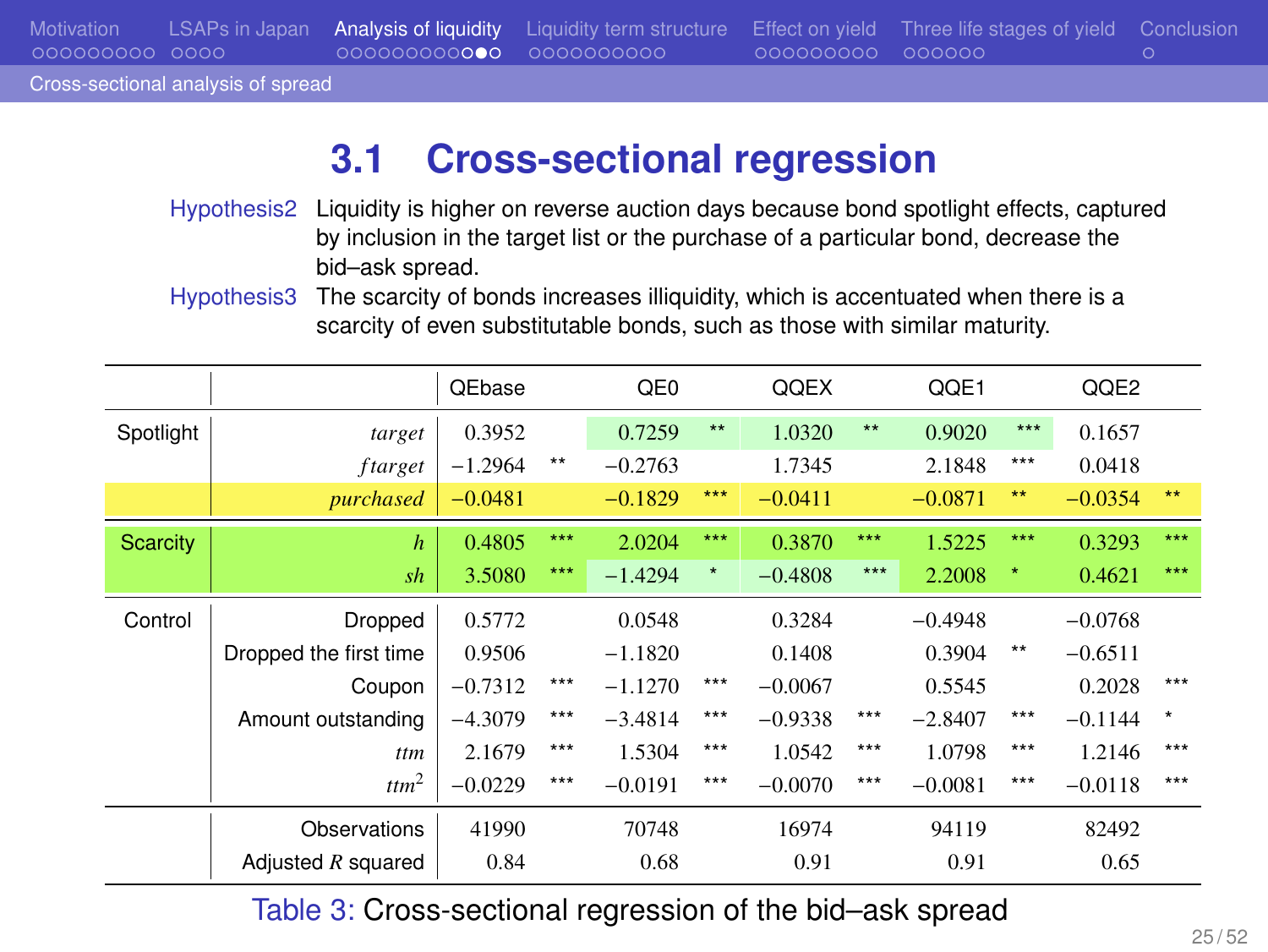## 3.1 Cross-sectional regression

**Hypothesis2** Liquidity is higher on reverse auction days because bond spotlight effects, captured by inclusion in the target list or the purchase of a particular bond, decrease the bid–ask spread.

**Hypothesis3** The scarcity of bonds increases illiquidity, which is accentuated when there is a scarcity of even substitutable bonds, such as those with similar maturity.

| | | QEbase | | QE0 | | QQEX | | QQE1 | | QQE2 | |
|---|---|---|---|---|---|---|---|---|---|---|---|
| Spotlight | *target* | 0.3952 | | 0.7259 | ** | 1.0320 | ** | 0.9020 | *** | 0.1657 | |
| | *ftarget* | −1.2964 | ** | −0.2763 | | 1.7345 | | 2.1848 | *** | 0.0418 | |
| | *purchased* | −0.0481 | | −0.1829 | *** | −0.0411 | | −0.0871 | ** | −0.0354 | ** |
| Scarcity | *h* | 0.4805 | *** | 2.0204 | *** | 0.3870 | *** | 1.5225 | *** | 0.3293 | *** |
| | *sh* | 3.5080 | *** | −1.4294 | * | −0.4808 | *** | 2.2008 | * | 0.4621 | *** |
| Control | Dropped | 0.5772 | | 0.0548 | | 0.3284 | | −0.4948 | | −0.0768 | |
| | Dropped the first time | 0.9506 | | −1.1820 | | 0.1408 | | 0.3904 | ** | −0.6511 | |
| | Coupon | −0.7312 | *** | −1.1270 | *** | −0.0067 | | 0.5545 | | 0.2028 | *** |
| | Amount outstanding | −4.3079 | *** | −3.4814 | *** | −0.9338 | *** | −2.8407 | *** | −0.1144 | * |
| | *ttm* | 2.1679 | *** | 1.5304 | *** | 1.0542 | *** | 1.0798 | *** | 1.2146 | *** |
| | $ttm^2$ | −0.0229 | *** | −0.0191 | *** | −0.0070 | *** | −0.0081 | *** | −0.0118 | *** |
| | Observations | 41990 | | 70748 | | 16974 | | 94119 | | 82492 | |
| | Adjusted $R$ squared | 0.84 | | 0.68 | | 0.91 | | 0.91 | | 0.65 | |

Table 3: Cross-sectional regression of the bid–ask spread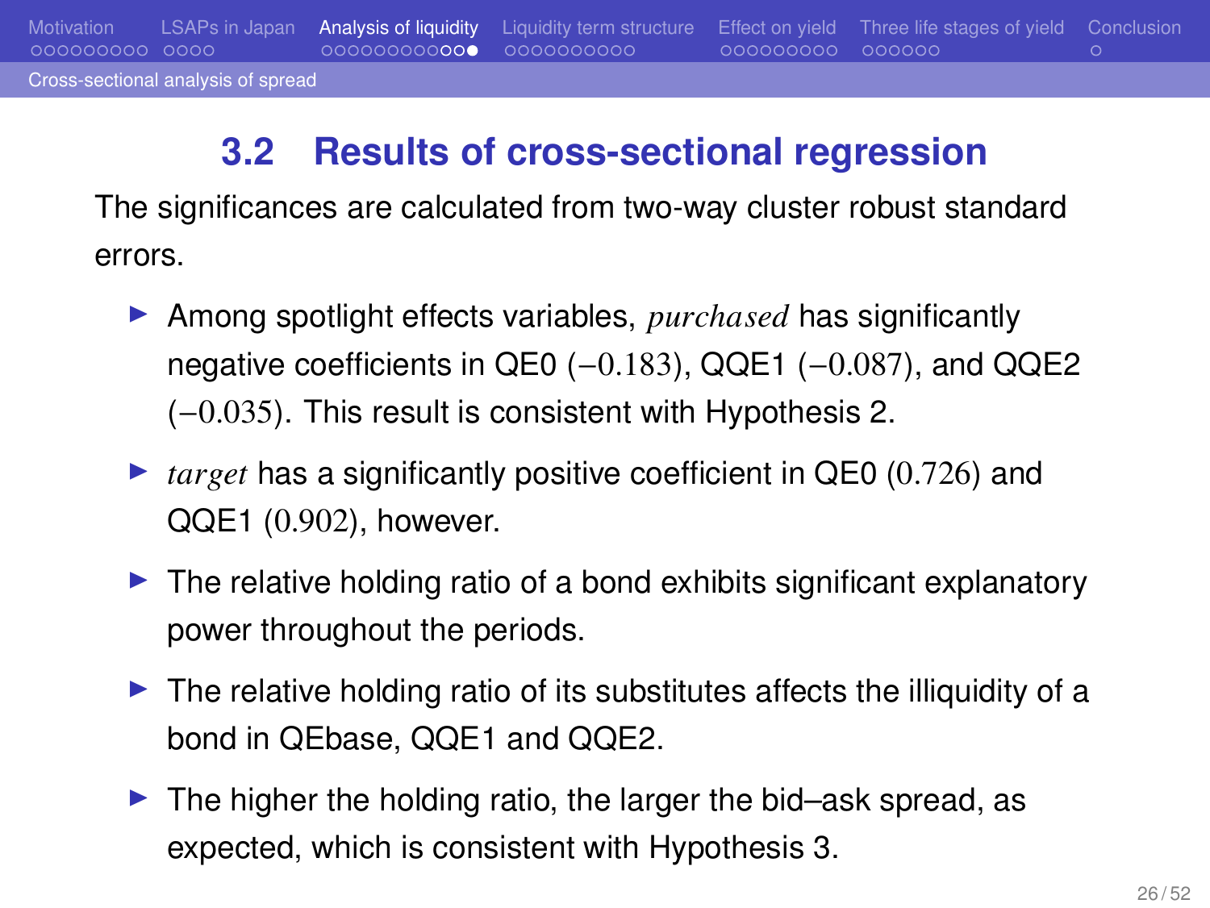## 3.2 Results of cross-sectional regression

The significances are calculated from two-way cluster robust standard errors.

- Among spotlight effects variables, *purchased* has significantly negative coefficients in QE0 ($-0.183$), QQE1 ($-0.087$), and QQE2 ($-0.035$). This result is consistent with Hypothesis 2.
- *target* has a significantly positive coefficient in QE0 ($0.726$) and QQE1 ($0.902$), however.
- The relative holding ratio of a bond exhibits significant explanatory power throughout the periods.
- The relative holding ratio of its substitutes affects the illiquidity of a bond in QEbase, QQE1 and QQE2.
- The higher the holding ratio, the larger the bid–ask spread, as expected, which is consistent with Hypothesis 3.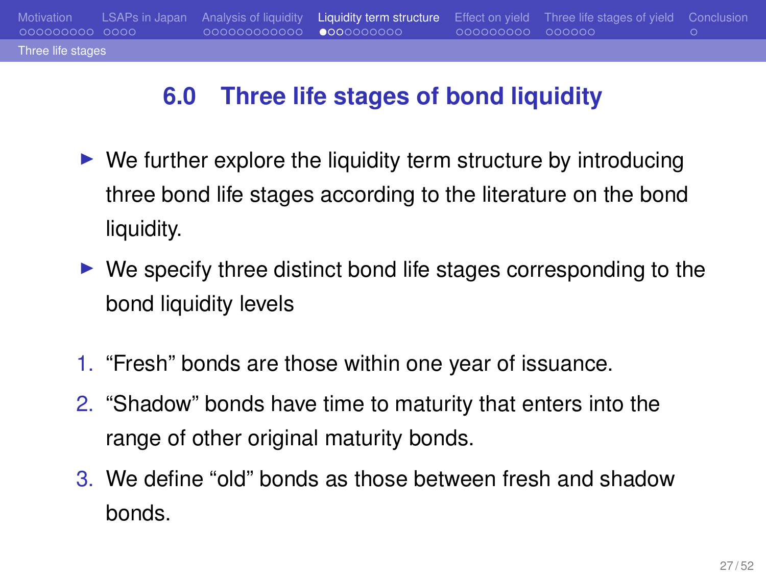## 6.0 Three life stages of bond liquidity

- We further explore the liquidity term structure by introducing three bond life stages according to the literature on the bond liquidity.
- We specify three distinct bond life stages corresponding to the bond liquidity levels

1. "Fresh" bonds are those within one year of issuance.
2. "Shadow" bonds have time to maturity that enters into the range of other original maturity bonds.
3. We define "old" bonds as those between fresh and shadow bonds.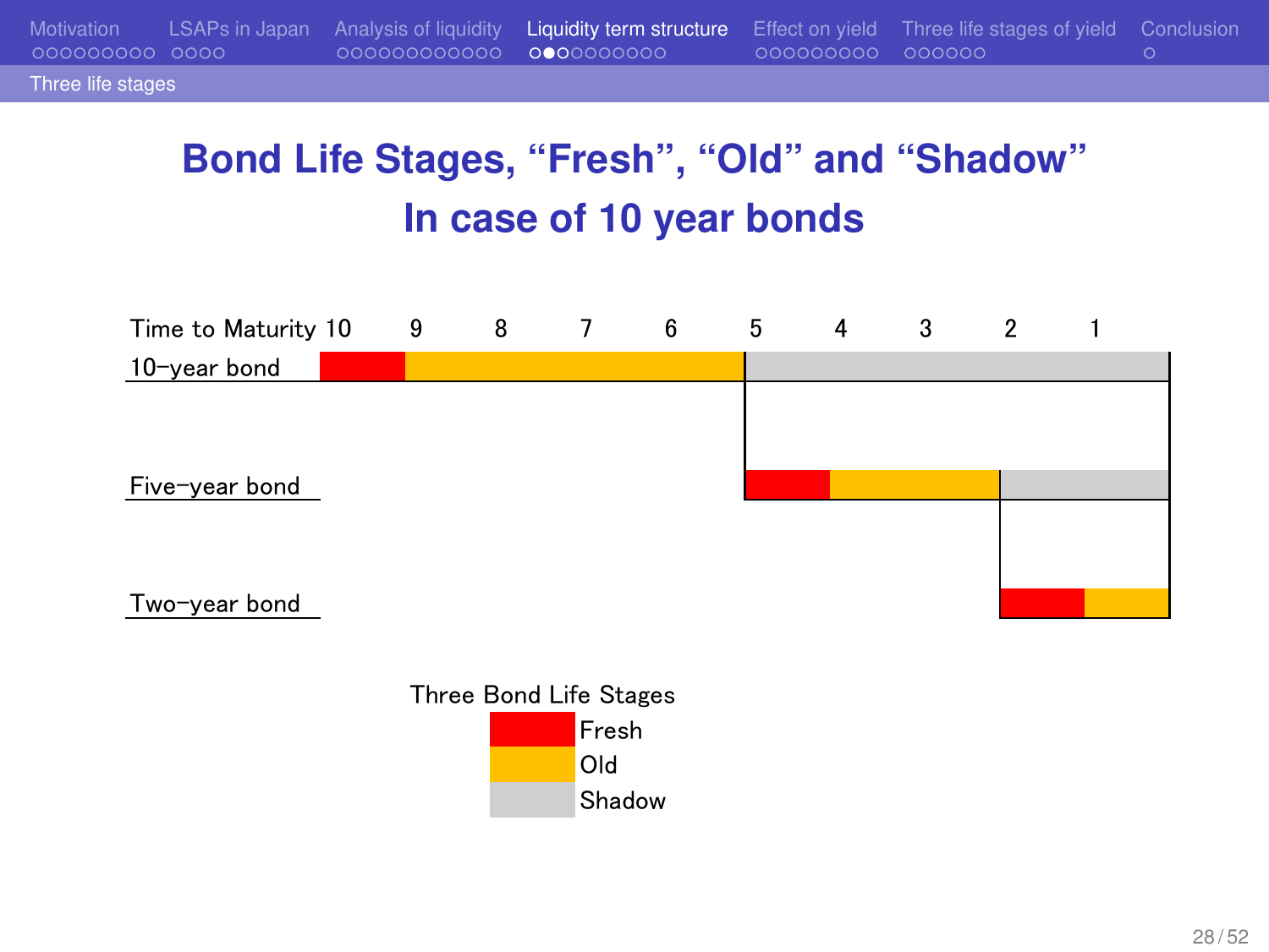# Bond Life Stages, "Fresh", "Old" and "Shadow"
## In case of 10 year bonds

| Time to Maturity | 10 | 9 | 8 | 7 | 6 | 5 | 4 | 3 | 2 | 1 |
|---|---|---|---|---|---|---|---|---|---|---|
| 10-year bond | Fresh | Old | Old | Old | Old | Shadow | Shadow | Shadow | Shadow | Shadow |
| Five-year bond | | | | | | Fresh | Old | Old | Shadow | Shadow |
| Two-year bond | | | | | | | | | Fresh | Old |

Three Bond Life Stages
- Fresh
- Old
- Shadow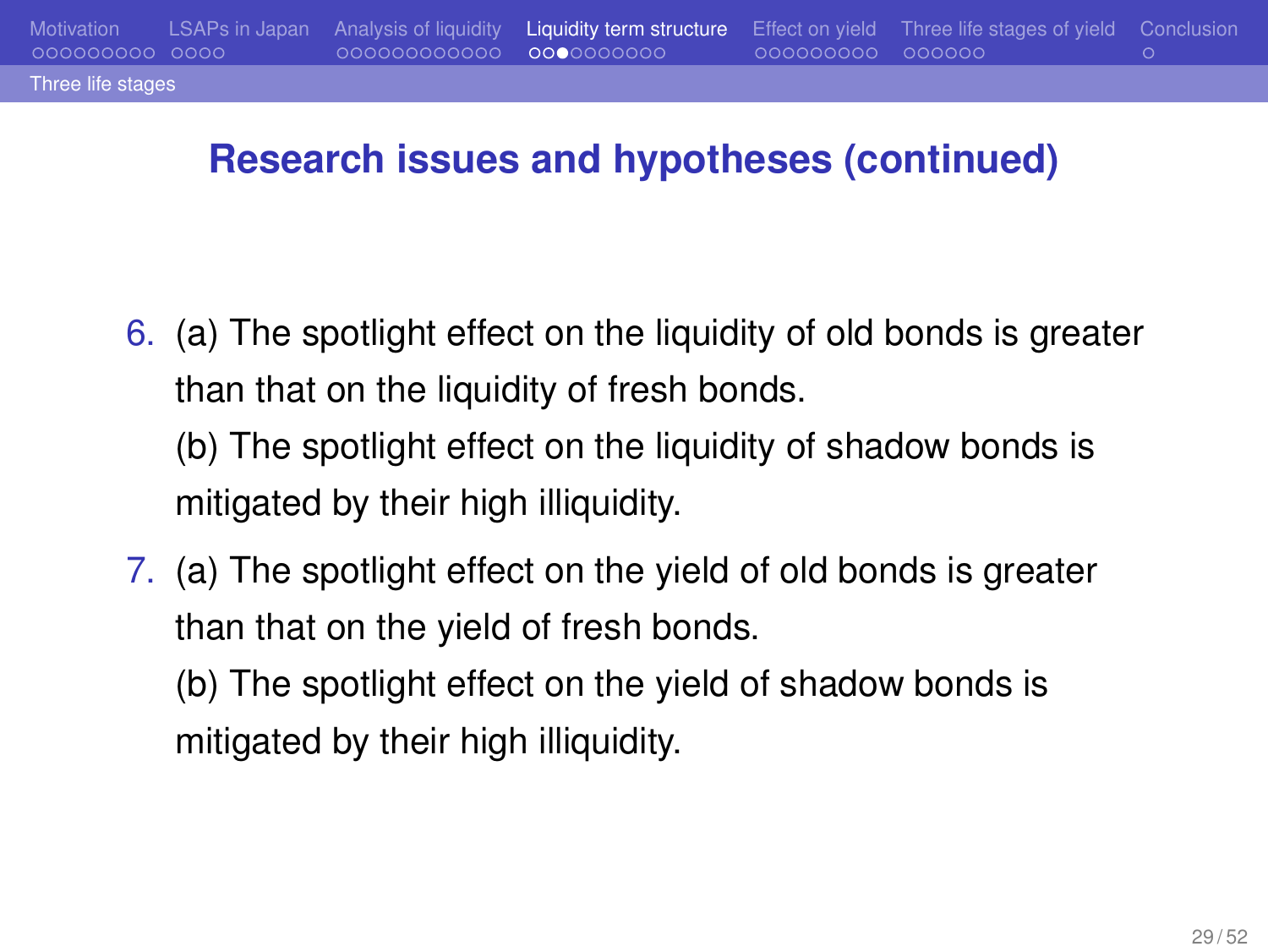## Research issues and hypotheses (continued)

6. (a) The spotlight effect on the liquidity of old bonds is greater than that on the liquidity of fresh bonds.
   (b) The spotlight effect on the liquidity of shadow bonds is mitigated by their high illiquidity.
7. (a) The spotlight effect on the yield of old bonds is greater than that on the yield of fresh bonds.
   (b) The spotlight effect on the yield of shadow bonds is mitigated by their high illiquidity.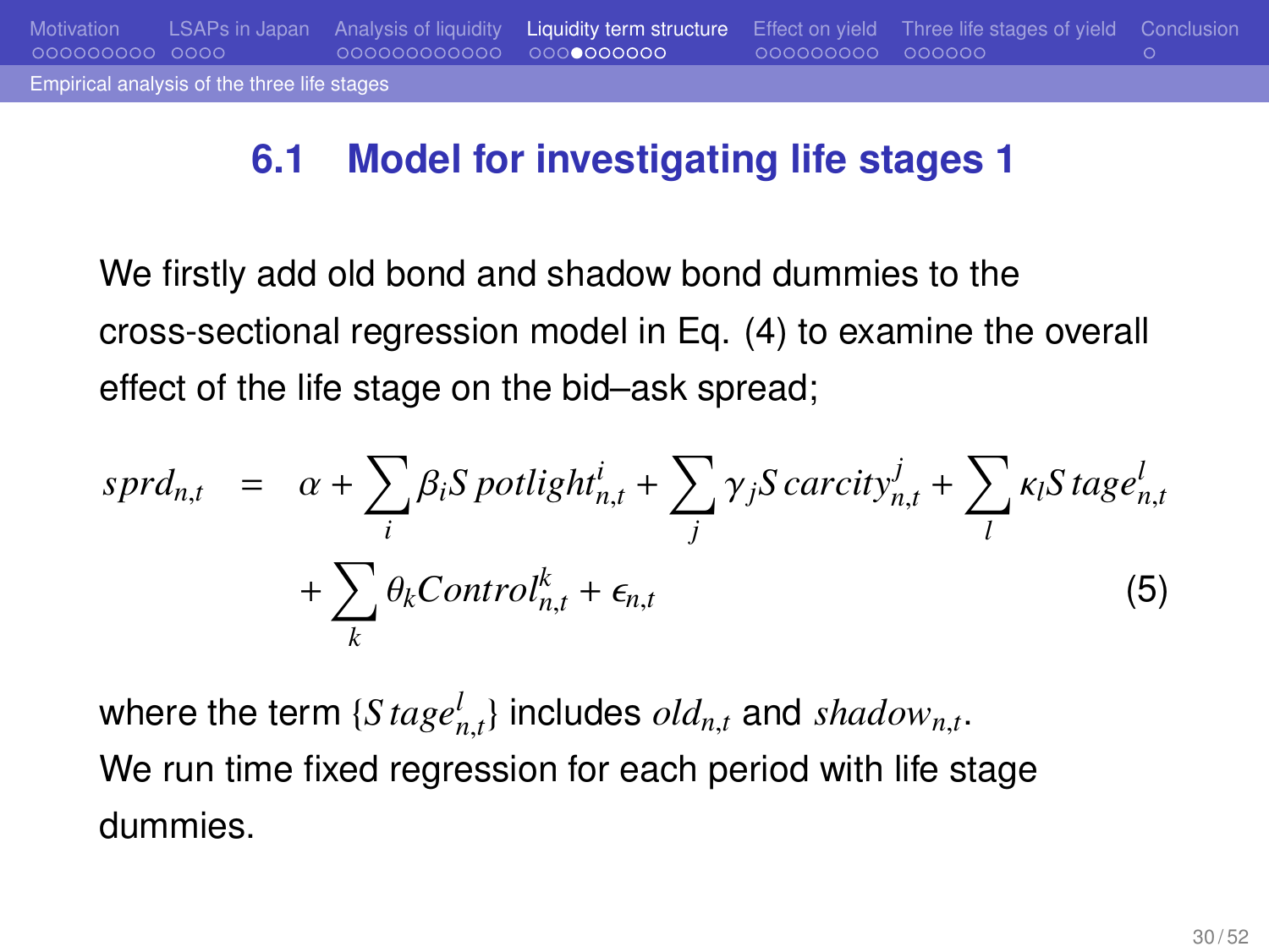## 6.1 Model for investigating life stages 1

We firstly add old bond and shadow bond dummies to the cross-sectional regression model in Eq. (4) to examine the overall effect of the life stage on the bid–ask spread;

$$
\begin{aligned}
sprd_{n,t} \quad = \quad & \alpha + \sum_i \beta_i Spotlight^i_{n,t} + \sum_j \gamma_j Scarcity^j_{n,t} + \sum_l \kappa_l Stage^l_{n,t} \\
& + \sum_k \theta_k Control^k_{n,t} + \epsilon_{n,t} \qquad (5)
\end{aligned}
$$

where the term $\{Stage^l_{n,t}\}$ includes $old_{n,t}$ and $shadow_{n,t}$.
We run time fixed regression for each period with life stage dummies.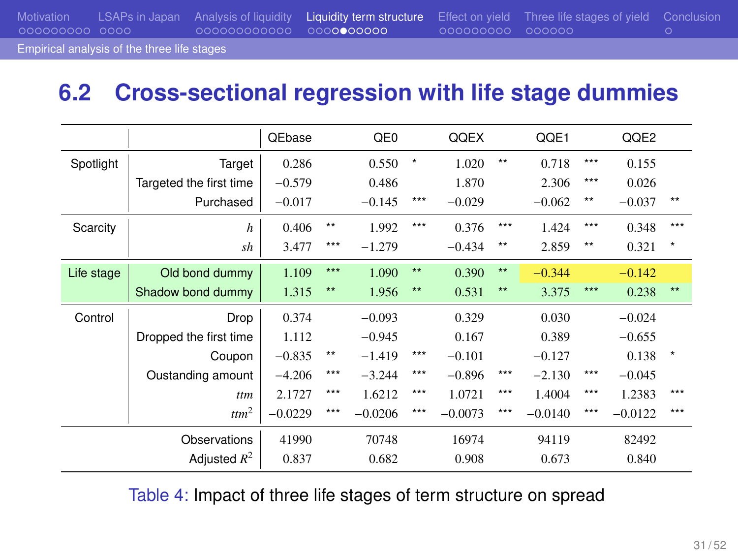## 6.2 Cross-sectional regression with life stage dummies

| | | QEbase | | QE0 | | QQEX | | QQE1 | | QQE2 | |
|---|---|---|---|---|---|---|---|---|---|---|---|
| Spotlight | Target | 0.286 | | 0.550 | * | 1.020 | ** | 0.718 | *** | 0.155 | |
| | Targeted the first time | −0.579 | | 0.486 | | 1.870 | | 2.306 | *** | 0.026 | |
| | Purchased | −0.017 | | −0.145 | *** | −0.029 | | −0.062 | ** | −0.037 | ** |
| Scarcity | $h$ | 0.406 | ** | 1.992 | *** | 0.376 | *** | 1.424 | *** | 0.348 | *** |
| | $sh$ | 3.477 | *** | −1.279 | | −0.434 | ** | 2.859 | ** | 0.321 | * |
| Life stage | Old bond dummy | 1.109 | *** | 1.090 | ** | 0.390 | ** | −0.344 | | −0.142 | |
| | Shadow bond dummy | 1.315 | ** | 1.956 | ** | 0.531 | ** | 3.375 | *** | 0.238 | ** |
| Control | Drop | 0.374 | | −0.093 | | 0.329 | | 0.030 | | −0.024 | |
| | Dropped the first time | 1.112 | | −0.945 | | 0.167 | | 0.389 | | −0.655 | |
| | Coupon | −0.835 | ** | −1.419 | *** | −0.101 | | −0.127 | | 0.138 | * |
| | Oustanding amount | −4.206 | *** | −3.244 | *** | −0.896 | *** | −2.130 | *** | −0.045 | |
| | $ttm$ | 2.1727 | *** | 1.6212 | *** | 1.0721 | *** | 1.4004 | *** | 1.2383 | *** |
| | $ttm^2$ | −0.0229 | *** | −0.0206 | *** | −0.0073 | *** | −0.0140 | *** | −0.0122 | *** |
| | Observations | 41990 | | 70748 | | 16974 | | 94119 | | 82492 | |
| | Adjusted $R^2$ | 0.837 | | 0.682 | | 0.908 | | 0.673 | | 0.840 | |

Table 4: Impact of three life stages of term structure on spread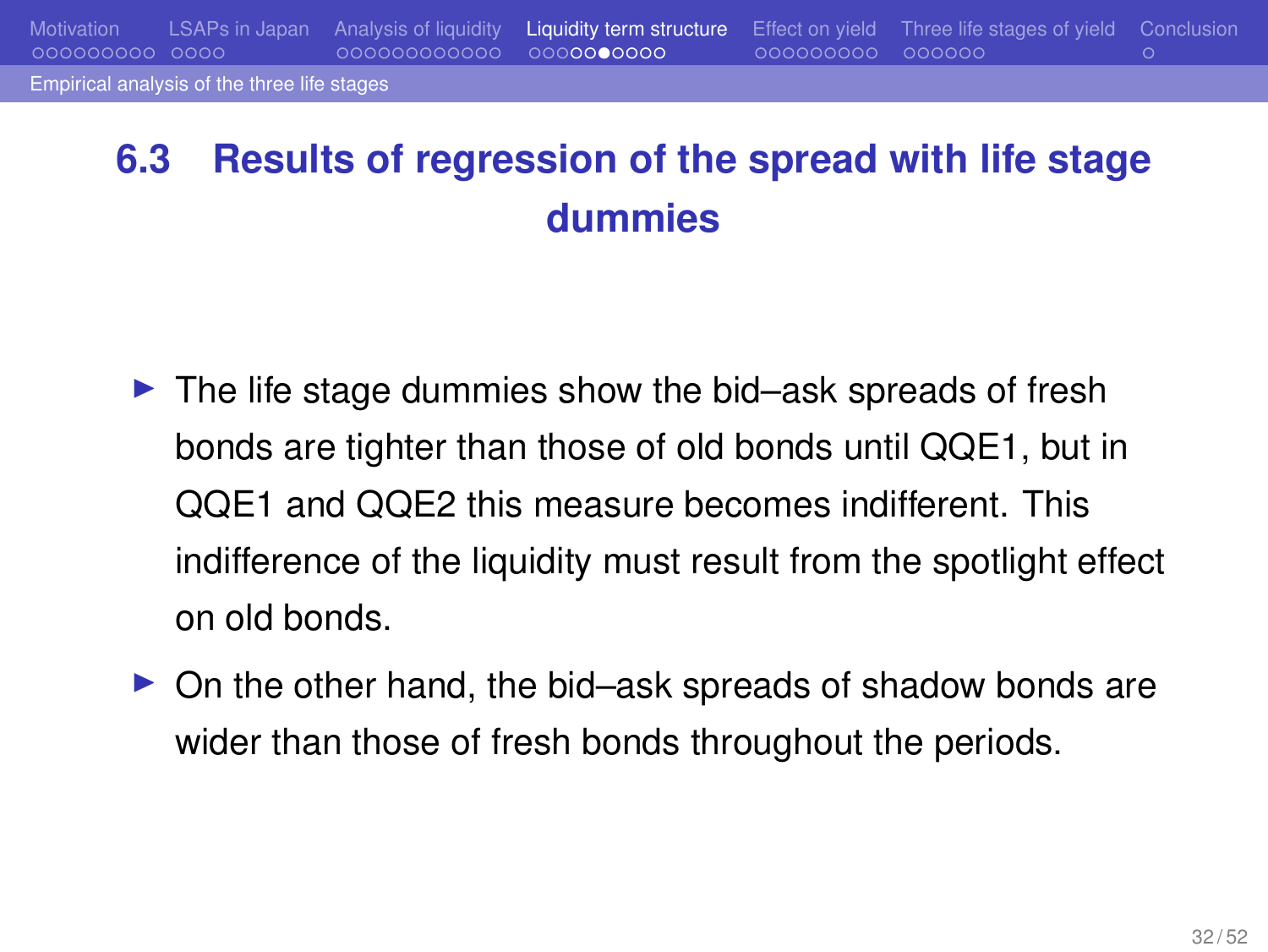## 6.3 Results of regression of the spread with life stage dummies

- The life stage dummies show the bid–ask spreads of fresh bonds are tighter than those of old bonds until QQE1, but in QQE1 and QQE2 this measure becomes indifferent. This indifference of the liquidity must result from the spotlight effect on old bonds.
- On the other hand, the bid–ask spreads of shadow bonds are wider than those of fresh bonds throughout the periods.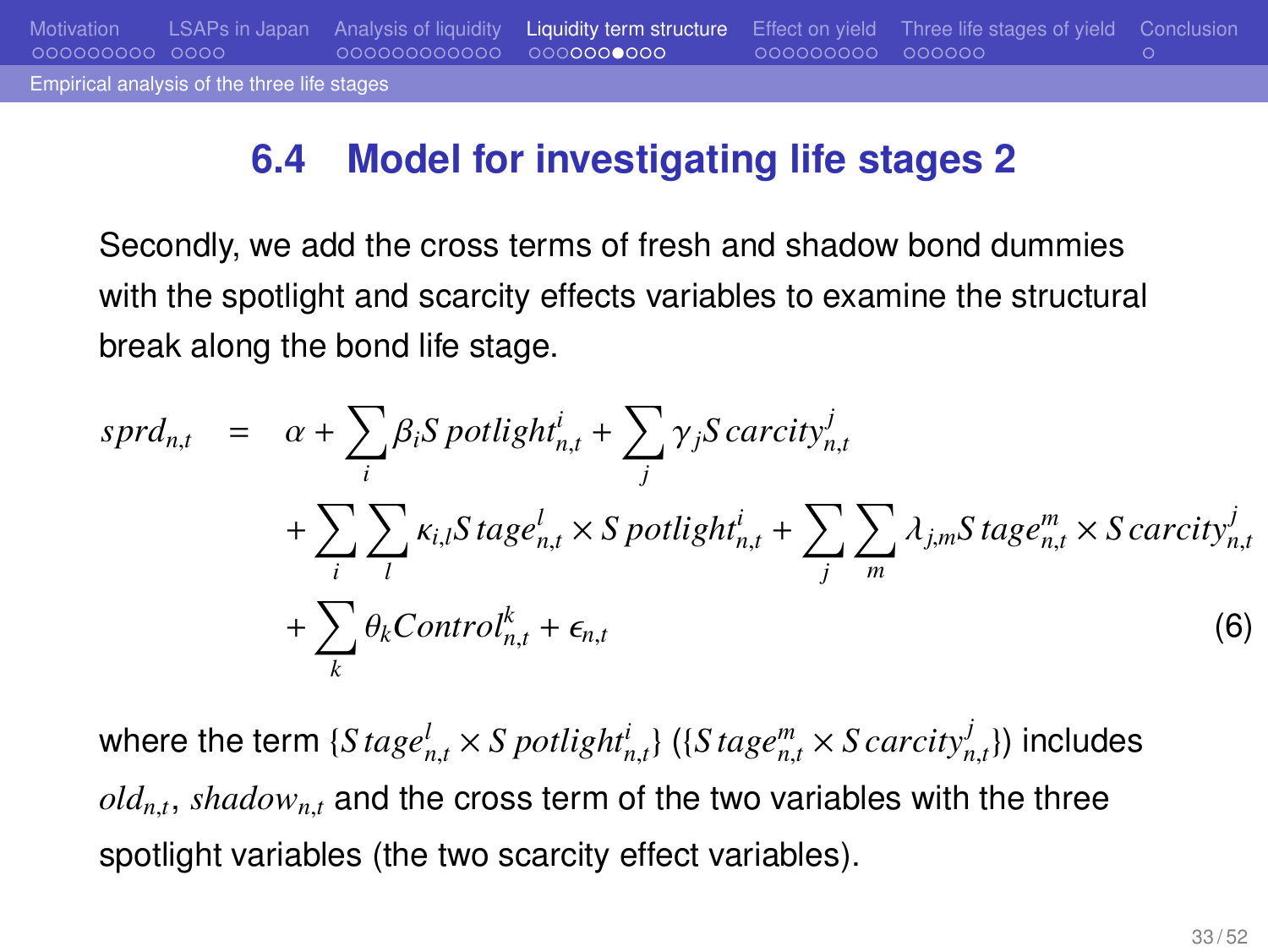## 6.4 Model for investigating life stages 2

Secondly, we add the cross terms of fresh and shadow bond dummies with the spotlight and scarcity effects variables to examine the structural break along the bond life stage.

$$
\begin{aligned}
sprd_{n,t} = {} & \alpha + \sum_i \beta_i Spotlight^i_{n,t} + \sum_j \gamma_j Scarcity^j_{n,t} \\
& + \sum_i \sum_l \kappa_{i,l} Stage^l_{n,t} \times Spotlight^i_{n,t} + \sum_j \sum_m \lambda_{j,m} Stage^m_{n,t} \times Scarcity^j_{n,t} \\
& + \sum_k \theta_k Control^k_{n,t} + \epsilon_{n,t} \qquad (6)
\end{aligned}
$$

where the term $\{Stage^l_{n,t} \times Spotlight^i_{n,t}\}$ ($\{Stage^m_{n,t} \times Scarcity^j_{n,t}\}$) includes $old_{n,t}$, $shadow_{n,t}$ and the cross term of the two variables with the three spotlight variables (the two scarcity effect variables).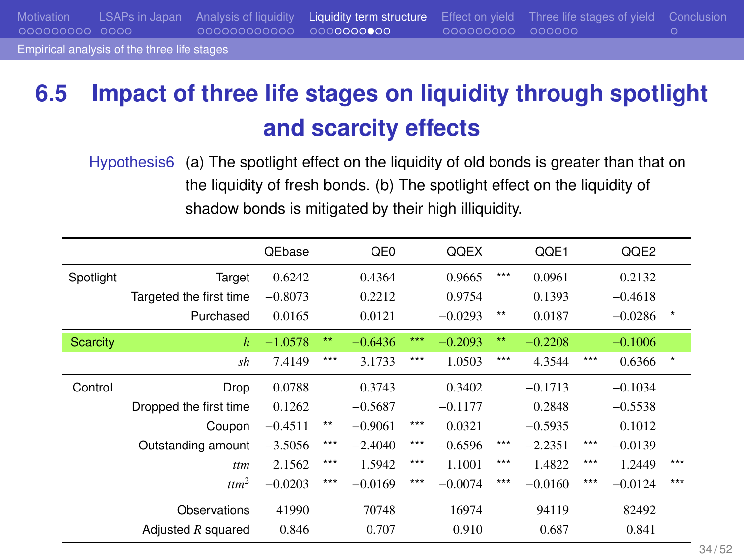## 6.5 Impact of three life stages on liquidity through spotlight and scarcity effects

Hypothesis6 (a) The spotlight effect on the liquidity of old bonds is greater than that on the liquidity of fresh bonds. (b) The spotlight effect on the liquidity of shadow bonds is mitigated by their high illiquidity.

| | | QEbase | | QE0 | | QQEX | | QQE1 | | QQE2 | |
|---|---|---|---|---|---|---|---|---|---|---|---|
| Spotlight | Target | 0.6242 | | 0.4364 | | 0.9665 | *** | 0.0961 | | 0.2132 | |
| | Targeted the first time | −0.8073 | | 0.2212 | | 0.9754 | | 0.1393 | | −0.4618 | |
| | Purchased | 0.0165 | | 0.0121 | | −0.0293 | ** | 0.0187 | | −0.0286 | * |
| Scarcity | $h$ | −1.0578 | ** | −0.6436 | *** | −0.2093 | ** | −0.2208 | | −0.1006 | |
| | $sh$ | 7.4149 | *** | 3.1733 | *** | 1.0503 | *** | 4.3544 | *** | 0.6366 | * |
| Control | Drop | 0.0788 | | 0.3743 | | 0.3402 | | −0.1713 | | −0.1034 | |
| | Dropped the first time | 0.1262 | | −0.5687 | | −0.1177 | | 0.2848 | | −0.5538 | |
| | Coupon | −0.4511 | ** | −0.9061 | *** | 0.0321 | | −0.5935 | | 0.1012 | |
| | Outstanding amount | −3.5056 | *** | −2.4040 | *** | −0.6596 | *** | −2.2351 | *** | −0.0139 | |
| | $ttm$ | 2.1562 | *** | 1.5942 | *** | 1.1001 | *** | 1.4822 | *** | 1.2449 | *** |
| | $ttm^2$ | −0.0203 | *** | −0.0169 | *** | −0.0074 | *** | −0.0160 | *** | −0.0124 | *** |
| | Observations | 41990 | | 70748 | | 16974 | | 94119 | | 82492 | |
| | Adjusted $R$ squared | 0.846 | | 0.707 | | 0.910 | | 0.687 | | 0.841 | |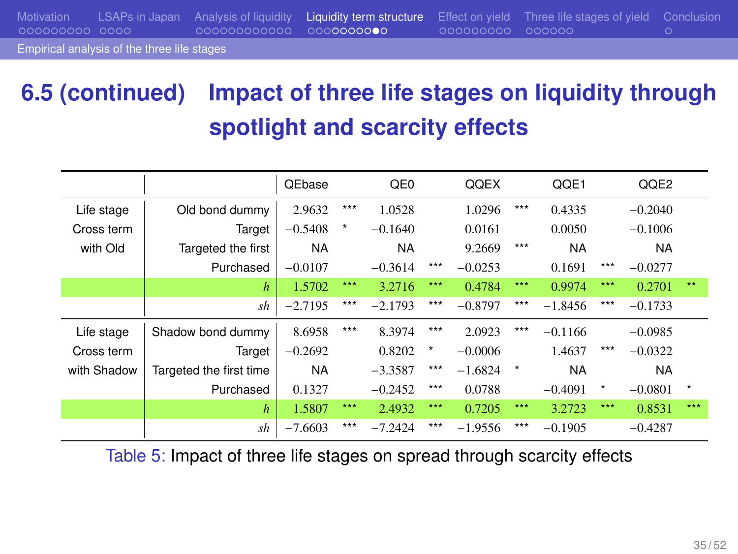## 6.5 (continued) Impact of three life stages on liquidity through spotlight and scarcity effects

| | | QEbase | | QE0 | | QQEX | | QQE1 | | QQE2 | |
|---|---|---|---|---|---|---|---|---|---|---|---|
| Life stage | Old bond dummy | 2.9632 | *** | 1.0528 | | 1.0296 | *** | 0.4335 | | −0.2040 | |
| Cross term | Target | −0.5408 | * | −0.1640 | | 0.0161 | | 0.0050 | | −0.1006 | |
| with Old | Targeted the first | NA | | NA | | 9.2669 | *** | NA | | NA | |
| | Purchased | −0.0107 | | −0.3614 | *** | −0.0253 | | 0.1691 | *** | −0.0277 | |
| | $h$ | 1.5702 | *** | 3.2716 | *** | 0.4784 | *** | 0.9974 | *** | 0.2701 | ** |
| | $sh$ | −2.7195 | *** | −2.1793 | *** | −0.8797 | *** | −1.8456 | *** | −0.1733 | |
| Life stage | Shadow bond dummy | 8.6958 | *** | 8.3974 | *** | 2.0923 | *** | −0.1166 | | −0.0985 | |
| Cross term | Target | −0.2692 | | 0.8202 | * | −0.0006 | | 1.4637 | *** | −0.0322 | |
| with Shadow | Targeted the first time | NA | | −3.3587 | *** | −1.6824 | * | NA | | NA | |
| | Purchased | 0.1327 | | −0.2452 | *** | 0.0788 | | −0.4091 | * | −0.0801 | * |
| | $h$ | 1.5807 | *** | 2.4932 | *** | 0.7205 | *** | 3.2723 | *** | 0.8531 | *** |
| | $sh$ | −7.6603 | *** | −7.2424 | *** | −1.9556 | *** | −0.1905 | | −0.4287 | |

Table 5: Impact of three life stages on spread through scarcity effects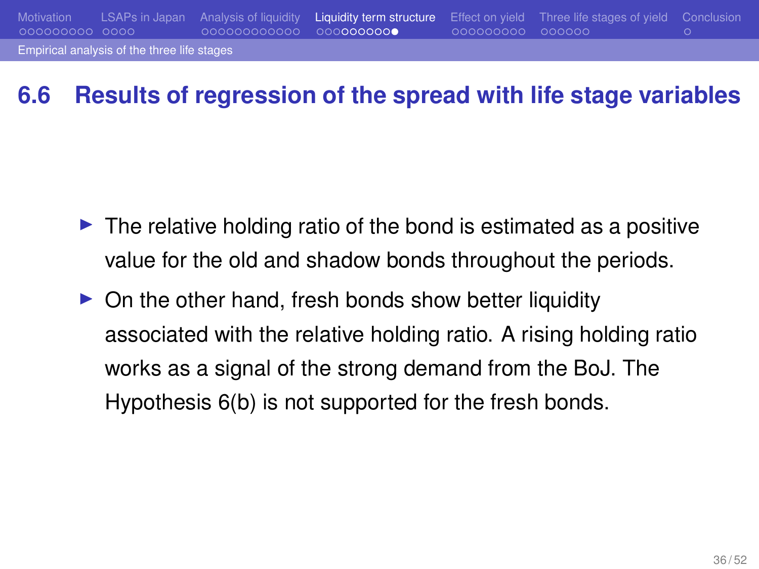## 6.6 Results of regression of the spread with life stage variables

- The relative holding ratio of the bond is estimated as a positive value for the old and shadow bonds throughout the periods.
- On the other hand, fresh bonds show better liquidity associated with the relative holding ratio. A rising holding ratio works as a signal of the strong demand from the BoJ. The Hypothesis 6(b) is not supported for the fresh bonds.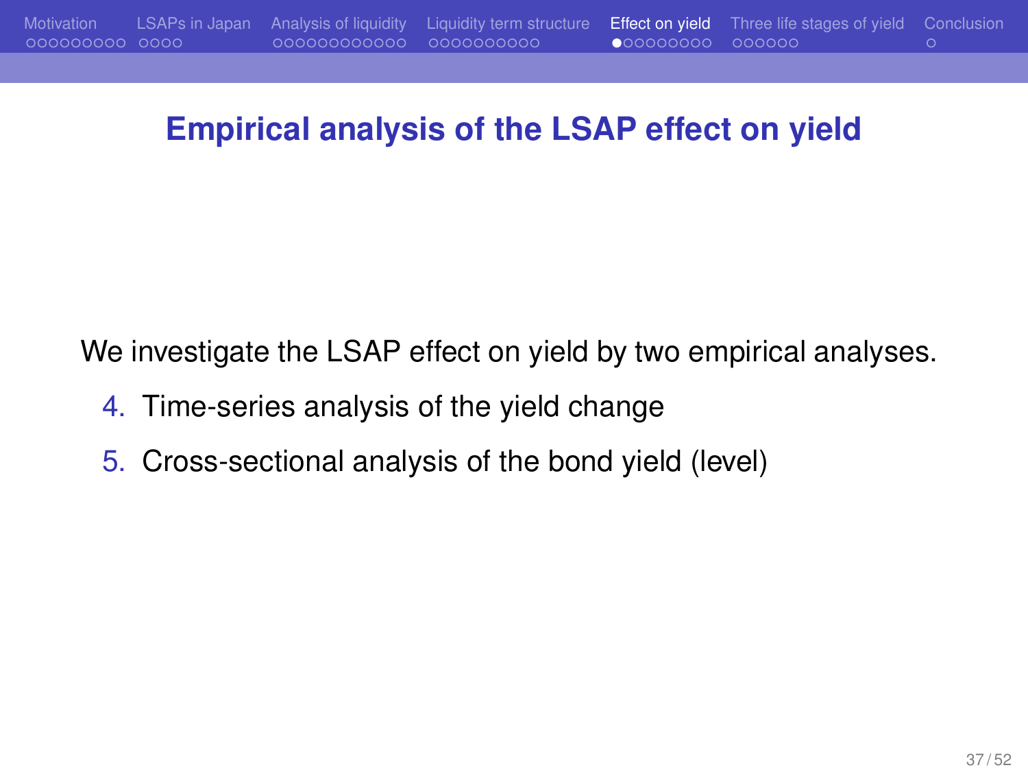# Empirical analysis of the LSAP effect on yield

We investigate the LSAP effect on yield by two empirical analyses.

4. Time-series analysis of the yield change
5. Cross-sectional analysis of the bond yield (level)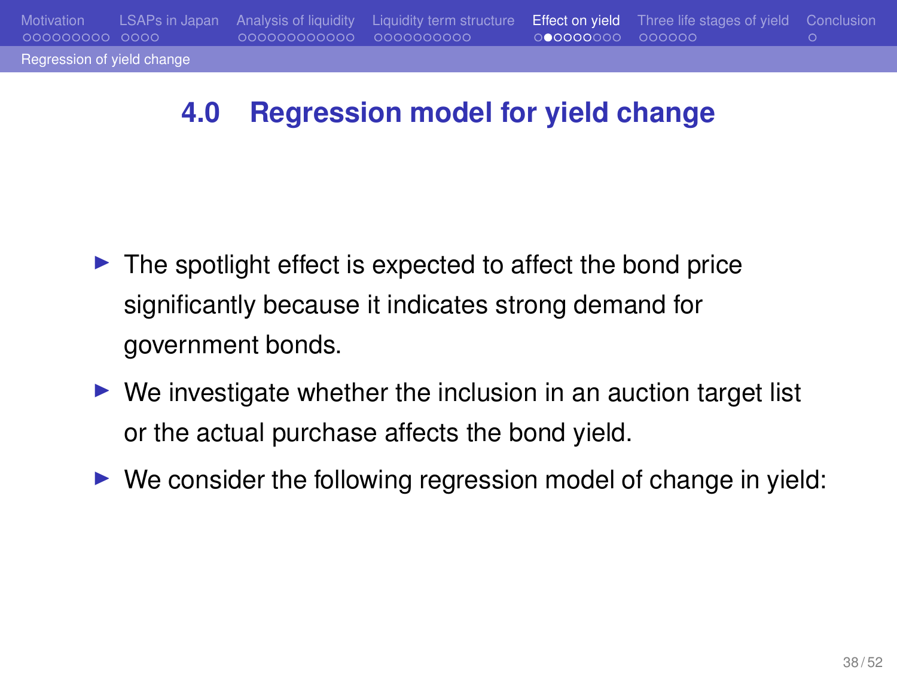## 4.0 Regression model for yield change

- The spotlight effect is expected to affect the bond price significantly because it indicates strong demand for government bonds.
- We investigate whether the inclusion in an auction target list or the actual purchase affects the bond yield.
- We consider the following regression model of change in yield: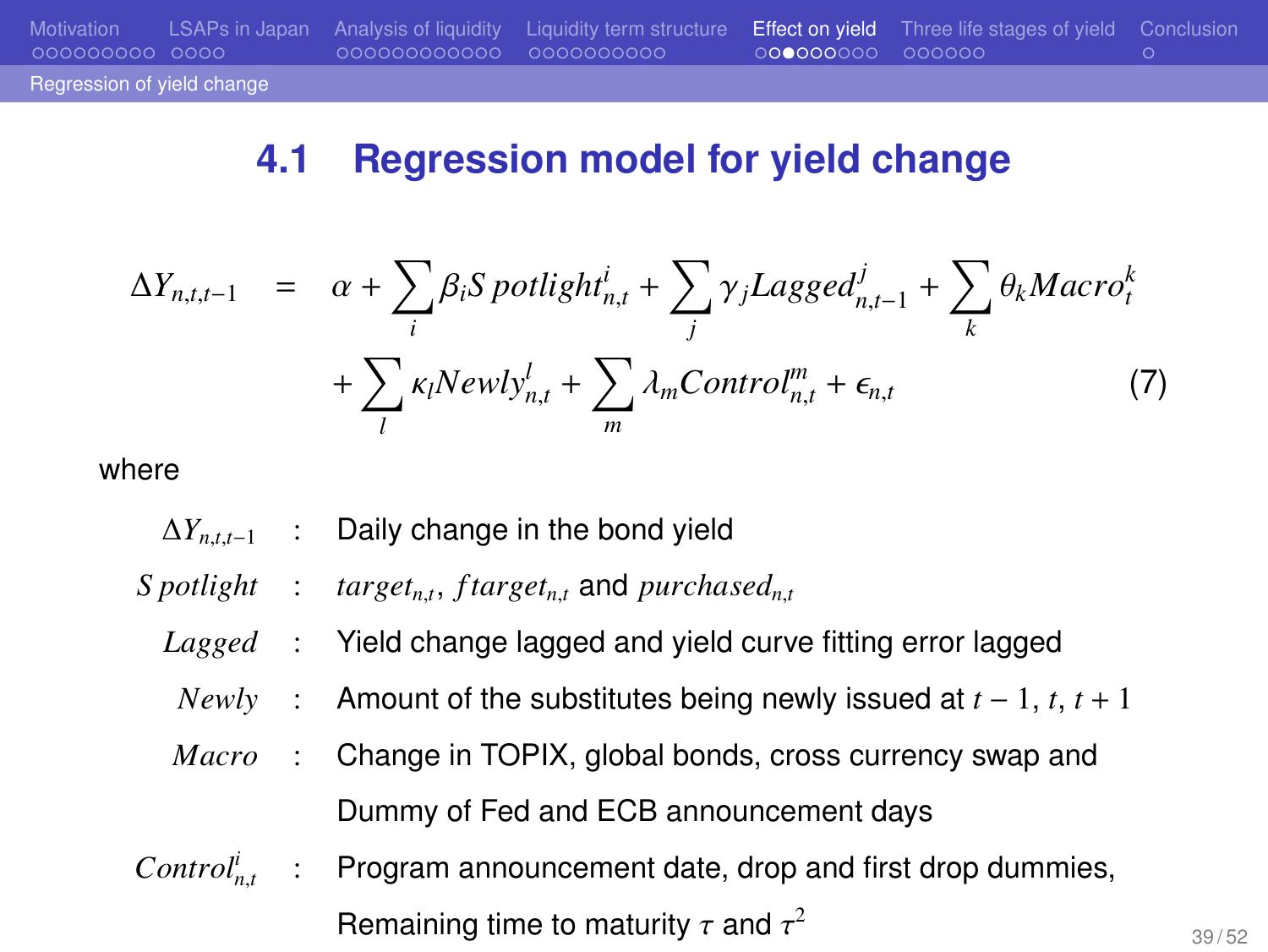## 4.1 Regression model for yield change

$$
\begin{aligned}
\Delta Y_{n,t,t-1} &= \alpha + \sum_i \beta_i Spotlight^i_{n,t} + \sum_j \gamma_j Lagged^j_{n,t-1} + \sum_k \theta_k Macro^k_t \\
&\quad + \sum_l \kappa_l Newly^l_{n,t} + \sum_m \lambda_m Control^m_{n,t} + \epsilon_{n,t} \qquad (7)
\end{aligned}
$$

where

- $\Delta Y_{n,t,t-1}$ : Daily change in the bond yield
- $Spotlight$ : $target_{n,t}$, $ftarget_{n,t}$ and $purchased_{n,t}$
- $Lagged$ : Yield change lagged and yield curve fitting error lagged
- $Newly$ : Amount of the substitutes being newly issued at $t-1$, $t$, $t+1$
- $Macro$ : Change in TOPIX, global bonds, cross currency swap and Dummy of Fed and ECB announcement days
- $Control^i_{n,t}$ : Program announcement date, drop and first drop dummies, Remaining time to maturity $\tau$ and $\tau^2$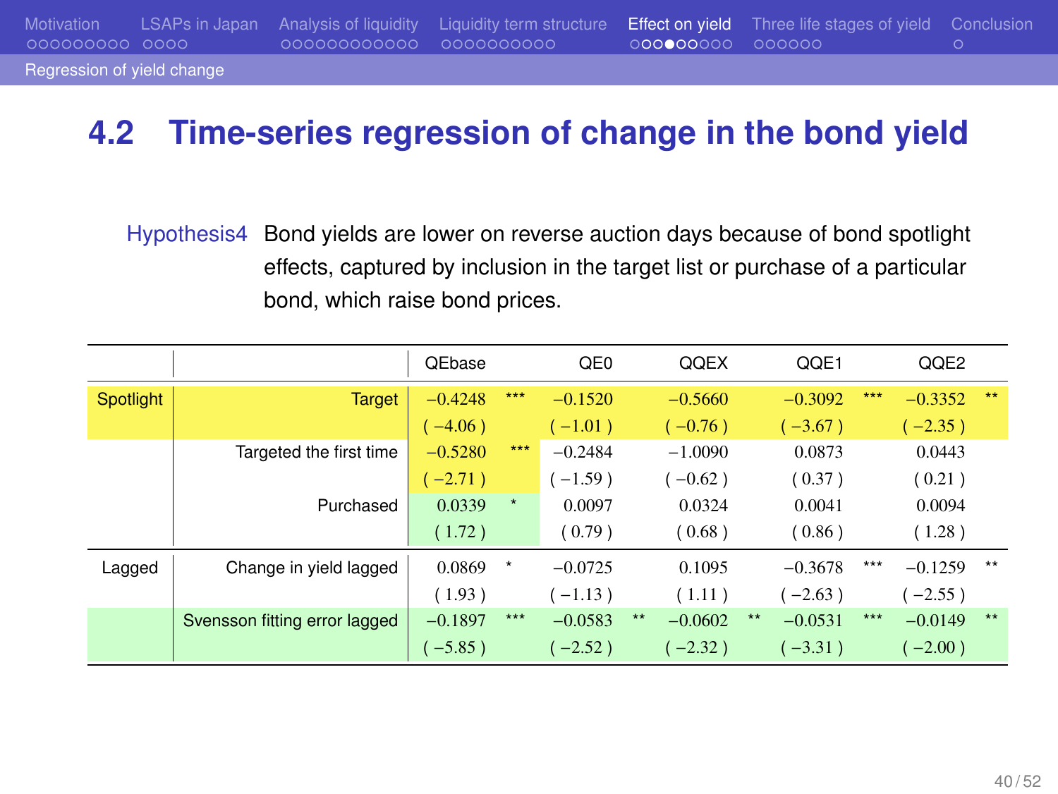## 4.2 Time-series regression of change in the bond yield

Hypothesis4 Bond yields are lower on reverse auction days because of bond spotlight effects, captured by inclusion in the target list or purchase of a particular bond, which raise bond prices.

| | | QEbase | | QE0 | | QQEX | | QQE1 | | QQE2 | |
|---|---|---|---|---|---|---|---|---|---|---|---|
| Spotlight | Target | −0.4248 | *** | −0.1520 | | −0.5660 | | −0.3092 | *** | −0.3352 | ** |
| | | ( −4.06 ) | | ( −1.01 ) | | ( −0.76 ) | | ( −3.67 ) | | ( −2.35 ) | |
| | Targeted the first time | −0.5280 | *** | −0.2484 | | −1.0090 | | 0.0873 | | 0.0443 | |
| | | ( −2.71 ) | | ( −1.59 ) | | ( −0.62 ) | | ( 0.37 ) | | ( 0.21 ) | |
| | Purchased | 0.0339 | * | 0.0097 | | 0.0324 | | 0.0041 | | 0.0094 | |
| | | ( 1.72 ) | | ( 0.79 ) | | ( 0.68 ) | | ( 0.86 ) | | ( 1.28 ) | |
| Lagged | Change in yield lagged | 0.0869 | * | −0.0725 | | 0.1095 | | −0.3678 | *** | −0.1259 | ** |
| | | ( 1.93 ) | | ( −1.13 ) | | ( 1.11 ) | | ( −2.63 ) | | ( −2.55 ) | |
| | Svensson fitting error lagged | −0.1897 | *** | −0.0583 | ** | −0.0602 | ** | −0.0531 | *** | −0.0149 | ** |
| | | ( −5.85 ) | | ( −2.52 ) | | ( −2.32 ) | | ( −3.31 ) | | ( −2.00 ) | |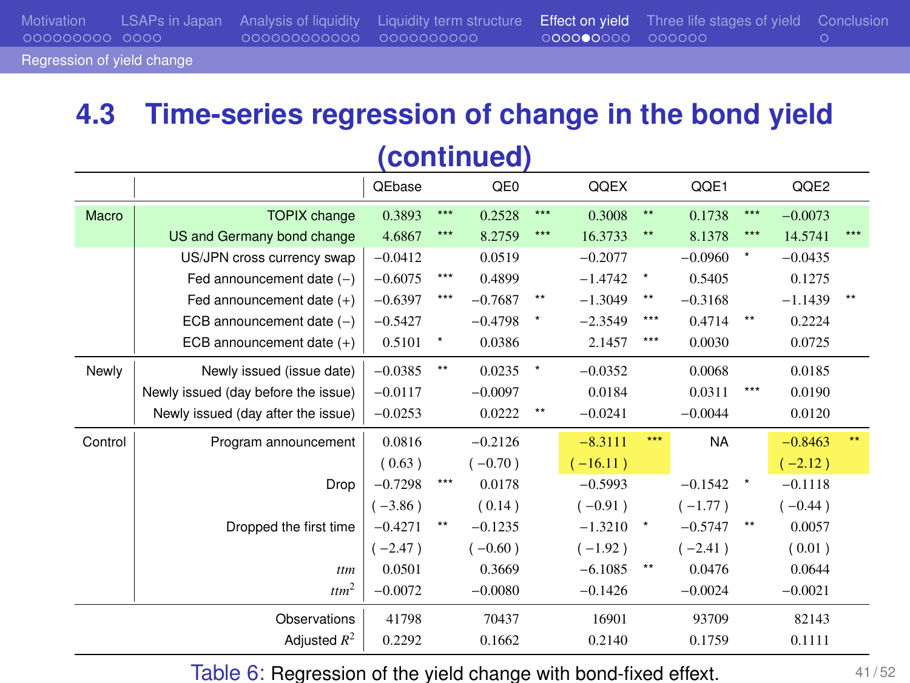## 4.3 Time-series regression of change in the bond yield (continued)

| | | QEbase | | QE0 | | QQEX | | QQE1 | | QQE2 | |
|---|---|---|---|---|---|---|---|---|---|---|---|
| Macro | TOPIX change | 0.3893 | *** | 0.2528 | *** | 0.3008 | ** | 0.1738 | *** | −0.0073 | |
| | US and Germany bond change | 4.6867 | *** | 8.2759 | *** | 16.3733 | ** | 8.1378 | *** | 14.5741 | *** |
| | US/JPN cross currency swap | −0.0412 | | 0.0519 | | −0.2077 | | −0.0960 | * | −0.0435 | |
| | Fed announcement date (−) | −0.6075 | *** | 0.4899 | | −1.4742 | * | 0.5405 | | 0.1275 | |
| | Fed announcement date (+) | −0.6397 | *** | −0.7687 | ** | −1.3049 | ** | −0.3168 | | −1.1439 | ** |
| | ECB announcement date (−) | −0.5427 | | −0.4798 | * | −2.3549 | *** | 0.4714 | ** | 0.2224 | |
| | ECB announcement date (+) | 0.5101 | * | 0.0386 | | 2.1457 | *** | 0.0030 | | 0.0725 | |
| Newly | Newly issued (issue date) | −0.0385 | ** | 0.0235 | * | −0.0352 | | 0.0068 | | 0.0185 | |
| | Newly issued (day before the issue) | −0.0117 | | −0.0097 | | 0.0184 | | 0.0311 | *** | 0.0190 | |
| | Newly issued (day after the issue) | −0.0253 | | 0.0222 | ** | −0.0241 | | −0.0044 | | 0.0120 | |
| Control | Program announcement | 0.0816 | | −0.2126 | | −8.3111 | *** | NA | | −0.8463 | ** |
| | | ( 0.63 ) | | ( −0.70 ) | | ( −16.11 ) | | | | ( −2.12 ) | |
| | Drop | −0.7298 | *** | 0.0178 | | −0.5993 | | −0.1542 | * | −0.1118 | |
| | | ( −3.86 ) | | ( 0.14 ) | | ( −0.91 ) | | ( −1.77 ) | | ( −0.44 ) | |
| | Dropped the first time | −0.4271 | ** | −0.1235 | | −1.3210 | * | −0.5747 | ** | 0.0057 | |
| | | ( −2.47 ) | | ( −0.60 ) | | ( −1.92 ) | | ( −2.41 ) | | ( 0.01 ) | |
| | *ttm* | 0.0501 | | 0.3669 | | −6.1085 | ** | 0.0476 | | 0.0644 | |
| | $ttm^2$ | −0.0072 | | −0.0080 | | −0.1426 | | −0.0024 | | −0.0021 | |
| | Observations | 41798 | | 70437 | | 16901 | | 93709 | | 82143 | |
| | Adjusted $R^2$ | 0.2292 | | 0.1662 | | 0.2140 | | 0.1759 | | 0.1111 | |

Table 6: Regression of the yield change with bond-fixed effext.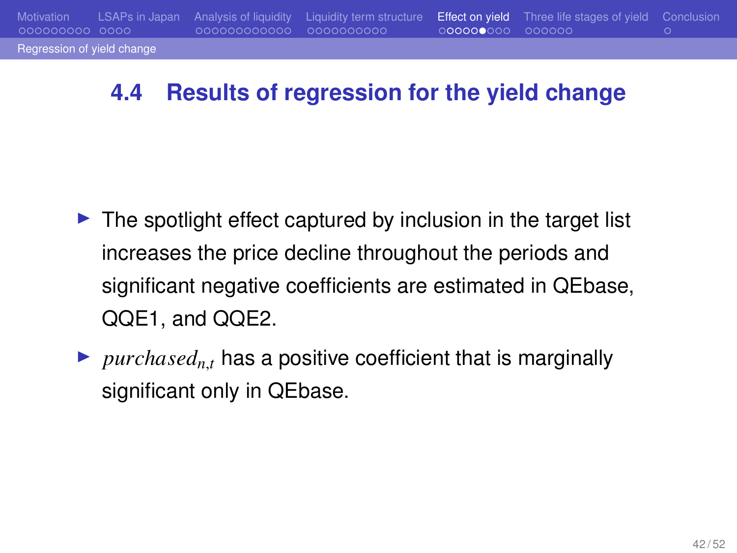## 4.4 Results of regression for the yield change

- The spotlight effect captured by inclusion in the target list increases the price decline throughout the periods and significant negative coefficients are estimated in QEbase, QQE1, and QQE2.
- $purchased_{n,t}$ has a positive coefficient that is marginally significant only in QEbase.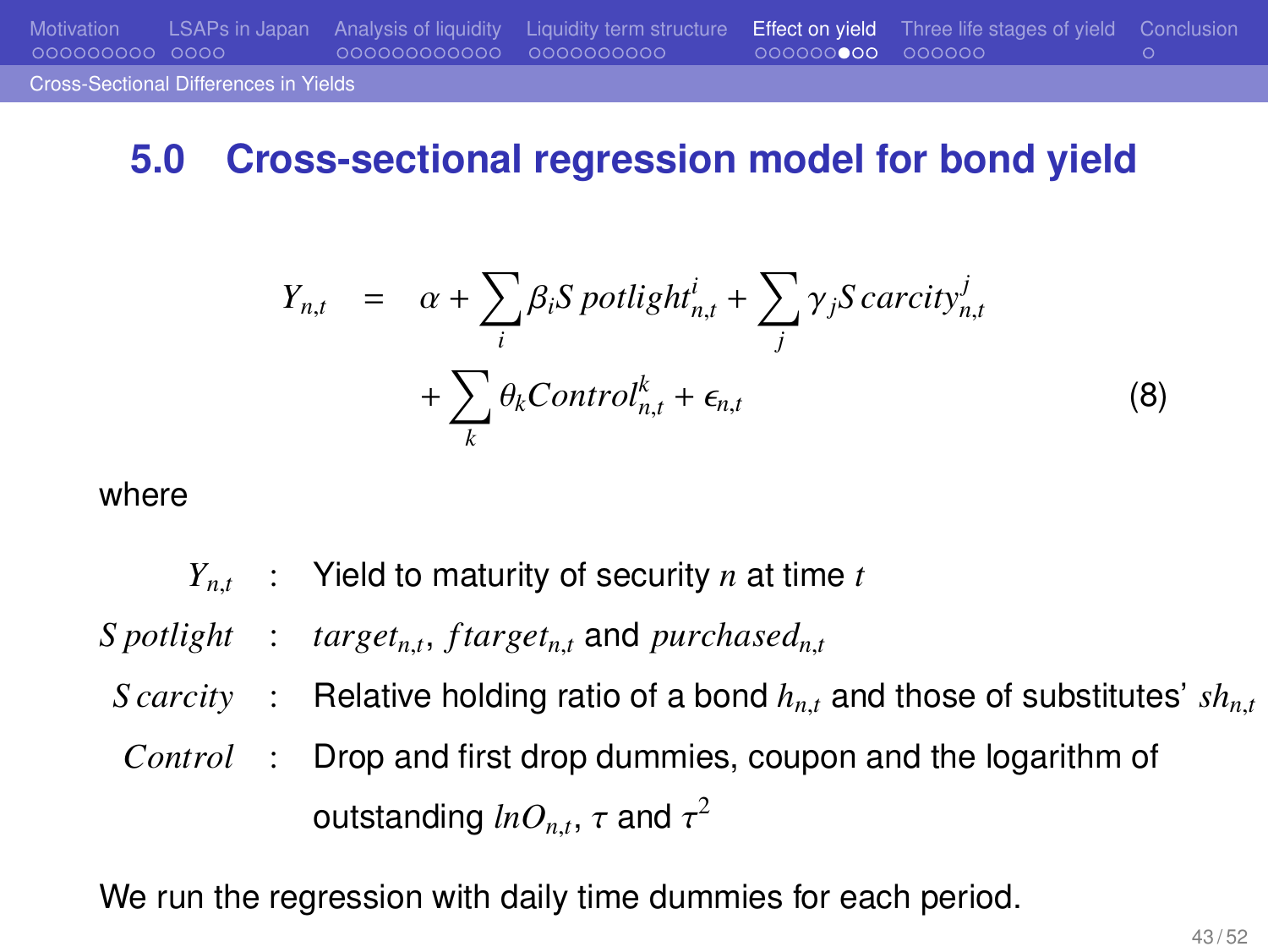## 5.0 Cross-sectional regression model for bond yield

$$
\begin{aligned}
Y_{n,t} \quad = \quad & \alpha + \sum_i \beta_i Spotlight^i_{n,t} + \sum_j \gamma_j Scarcity^j_{n,t} \\
& + \sum_k \theta_k Control^k_{n,t} + \epsilon_{n,t} \qquad (8)
\end{aligned}
$$

where

- $Y_{n,t}$ : Yield to maturity of security $n$ at time $t$
- $Spotlight$ : $target_{n,t}$, $ftarget_{n,t}$ and $purchased_{n,t}$
- $Scarcity$ : Relative holding ratio of a bond $h_{n,t}$ and those of substitutes' $sh_{n,t}$
- $Control$ : Drop and first drop dummies, coupon and the logarithm of outstanding $lnO_{n,t}$, $\tau$ and $\tau^2$

We run the regression with daily time dummies for each period.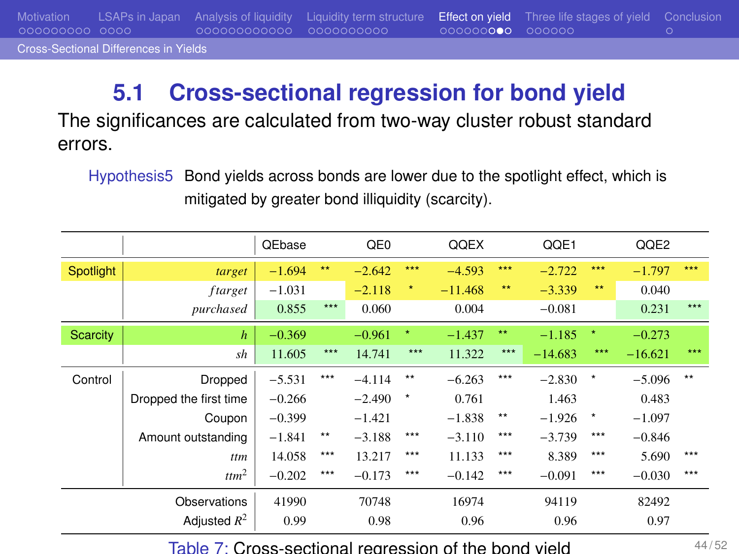## 5.1 Cross-sectional regression for bond yield

The significances are calculated from two-way cluster robust standard errors.

Hypothesis5 Bond yields across bonds are lower due to the spotlight effect, which is mitigated by greater bond illiquidity (scarcity).

| | | QEbase | | QE0 | | QQEX | | QQE1 | | QQE2 | |
|---|---|---|---|---|---|---|---|---|---|---|---|
| Spotlight | *target* | −1.694 | ** | −2.642 | *** | −4.593 | *** | −2.722 | *** | −1.797 | *** |
| | *ftarget* | −1.031 | | −2.118 | * | −11.468 | ** | −3.339 | ** | 0.040 | |
| | *purchased* | 0.855 | *** | 0.060 | | 0.004 | | −0.081 | | 0.231 | *** |
| Scarcity | *h* | −0.369 | | −0.961 | * | −1.437 | ** | −1.185 | * | −0.273 | |
| | *sh* | 11.605 | *** | 14.741 | *** | 11.322 | *** | −14.683 | *** | −16.621 | *** |
| Control | Dropped | −5.531 | *** | −4.114 | ** | −6.263 | *** | −2.830 | * | −5.096 | ** |
| | Dropped the first time | −0.266 | | −2.490 | * | 0.761 | | 1.463 | | 0.483 | |
| | Coupon | −0.399 | | −1.421 | | −1.838 | ** | −1.926 | * | −1.097 | |
| | Amount outstanding | −1.841 | ** | −3.188 | *** | −3.110 | *** | −3.739 | *** | −0.846 | |
| | *ttm* | 14.058 | *** | 13.217 | *** | 11.133 | *** | 8.389 | *** | 5.690 | *** |
| | $ttm^2$ | −0.202 | *** | −0.173 | *** | −0.142 | *** | −0.091 | *** | −0.030 | *** |
| | Observations | 41990 | | 70748 | | 16974 | | 94119 | | 82492 | |
| | Adjusted $R^2$ | 0.99 | | 0.98 | | 0.96 | | 0.96 | | 0.97 | |

Table 7: Cross-sectional regression of the bond yield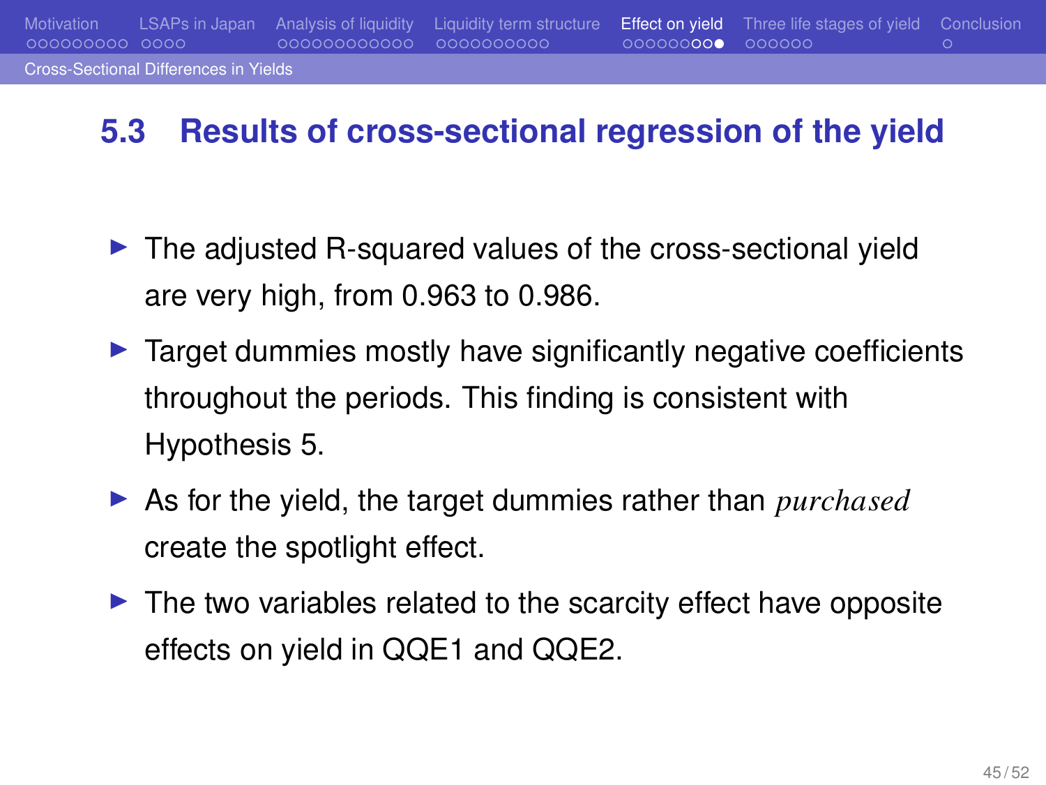## 5.3 Results of cross-sectional regression of the yield

- The adjusted R-squared values of the cross-sectional yield are very high, from 0.963 to 0.986.
- Target dummies mostly have significantly negative coefficients throughout the periods. This finding is consistent with Hypothesis 5.
- As for the yield, the target dummies rather than *purchased* create the spotlight effect.
- The two variables related to the scarcity effect have opposite effects on yield in QQE1 and QQE2.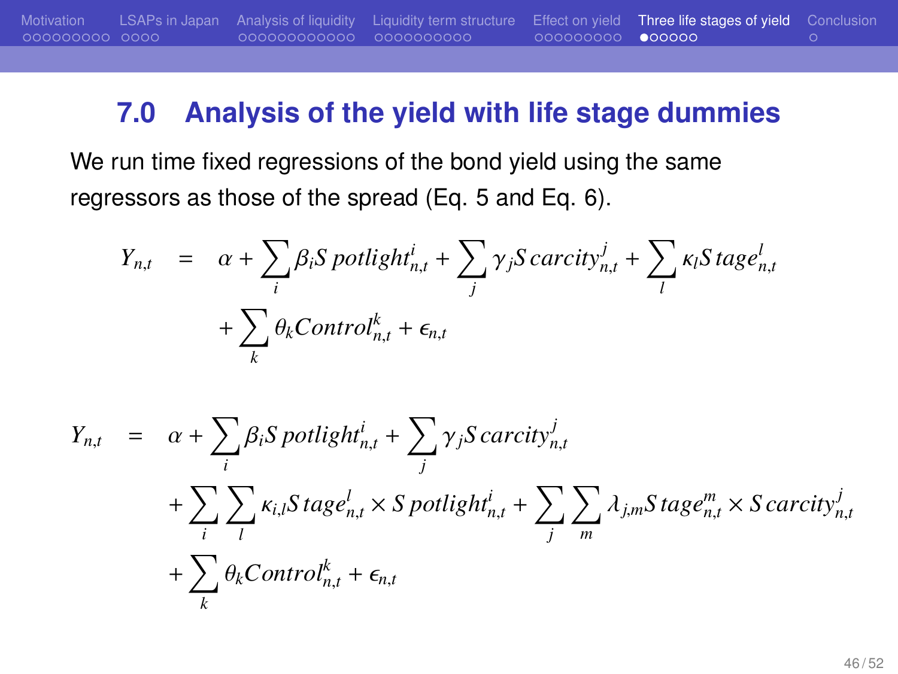## 7.0 Analysis of the yield with life stage dummies

We run time fixed regressions of the bond yield using the same regressors as those of the spread (Eq. 5 and Eq. 6).

$$
\begin{aligned}
Y_{n,t} &= \alpha + \sum_i \beta_i Spotlight^i_{n,t} + \sum_j \gamma_j Scarcity^j_{n,t} + \sum_l \kappa_l Stage^l_{n,t} \\
&\quad + \sum_k \theta_k Control^k_{n,t} + \epsilon_{n,t}
\end{aligned}
$$

$$
\begin{aligned}
Y_{n,t} &= \alpha + \sum_i \beta_i Spotlight^i_{n,t} + \sum_j \gamma_j Scarcity^j_{n,t} \\
&\quad + \sum_i \sum_l \kappa_{i,l} Stage^l_{n,t} \times Spotlight^i_{n,t} + \sum_j \sum_m \lambda_{j,m} Stage^m_{n,t} \times Scarcity^j_{n,t} \\
&\quad + \sum_k \theta_k Control^k_{n,t} + \epsilon_{n,t}
\end{aligned}
$$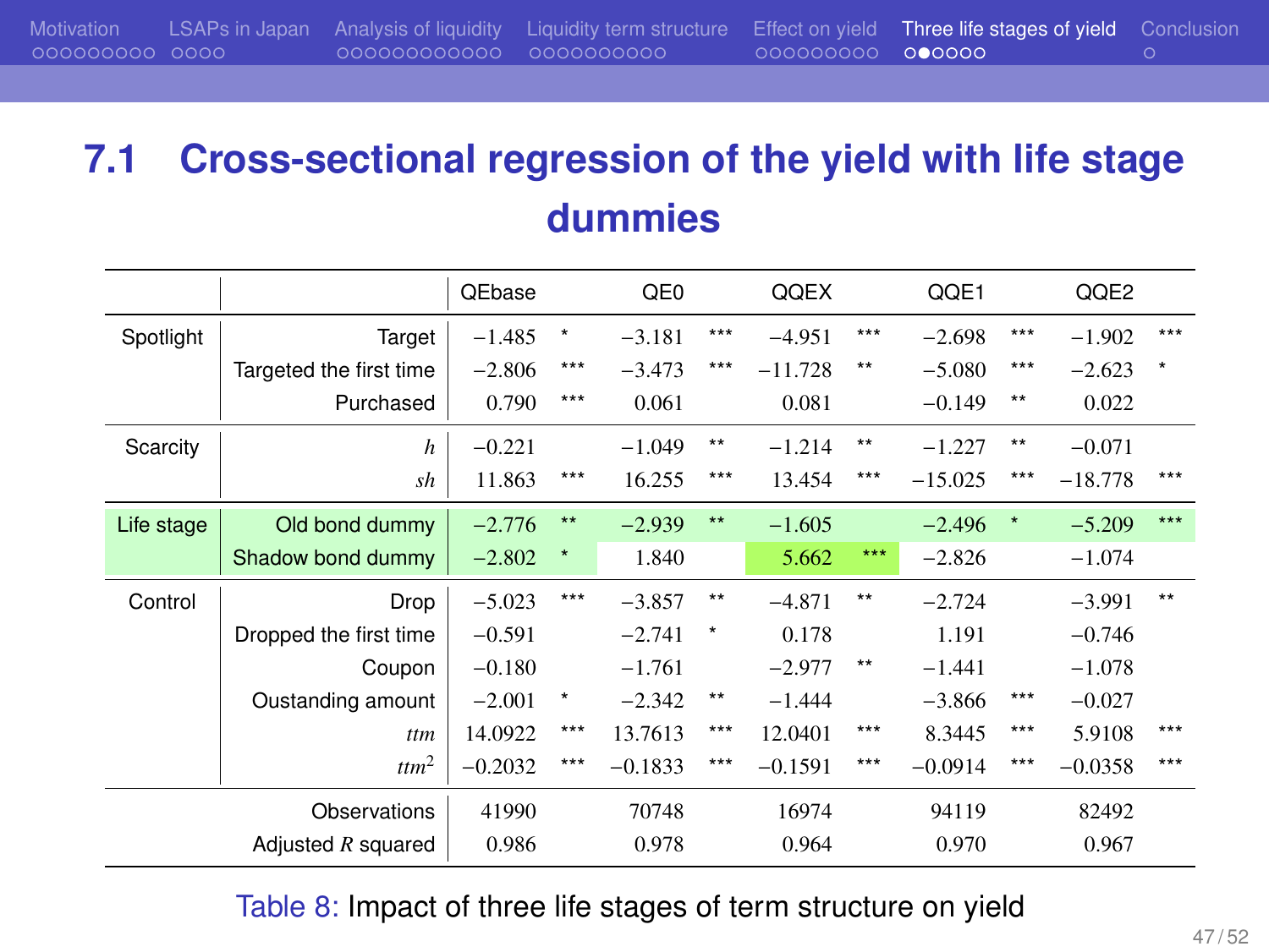## 7.1 Cross-sectional regression of the yield with life stage dummies

| | | QEbase | | QE0 | | QQEX | | QQE1 | | QQE2 | |
|---|---|---|---|---|---|---|---|---|---|---|---|
| Spotlight | Target | −1.485 | * | −3.181 | *** | −4.951 | *** | −2.698 | *** | −1.902 | *** |
| | Targeted the first time | −2.806 | *** | −3.473 | *** | −11.728 | ** | −5.080 | *** | −2.623 | * |
| | Purchased | 0.790 | *** | 0.061 | | 0.081 | | −0.149 | ** | 0.022 | |
| Scarcity | $h$ | −0.221 | | −1.049 | ** | −1.214 | ** | −1.227 | ** | −0.071 | |
| | $sh$ | 11.863 | *** | 16.255 | *** | 13.454 | *** | −15.025 | *** | −18.778 | *** |
| Life stage | Old bond dummy | −2.776 | ** | −2.939 | ** | −1.605 | | −2.496 | * | −5.209 | *** |
| | Shadow bond dummy | −2.802 | * | 1.840 | | 5.662 | *** | −2.826 | | −1.074 | |
| Control | Drop | −5.023 | *** | −3.857 | ** | −4.871 | ** | −2.724 | | −3.991 | ** |
| | Dropped the first time | −0.591 | | −2.741 | * | 0.178 | | 1.191 | | −0.746 | |
| | Coupon | −0.180 | | −1.761 | | −2.977 | ** | −1.441 | | −1.078 | |
| | Oustanding amount | −2.001 | * | −2.342 | ** | −1.444 | | −3.866 | *** | −0.027 | |
| | $ttm$ | 14.0922 | *** | 13.7613 | *** | 12.0401 | *** | 8.3445 | *** | 5.9108 | *** |
| | $ttm^2$ | −0.2032 | *** | −0.1833 | *** | −0.1591 | *** | −0.0914 | *** | −0.0358 | *** |
| | Observations | 41990 | | 70748 | | 16974 | | 94119 | | 82492 | |
| | Adjusted $R$ squared | 0.986 | | 0.978 | | 0.964 | | 0.970 | | 0.967 | |

Table 8: Impact of three life stages of term structure on yield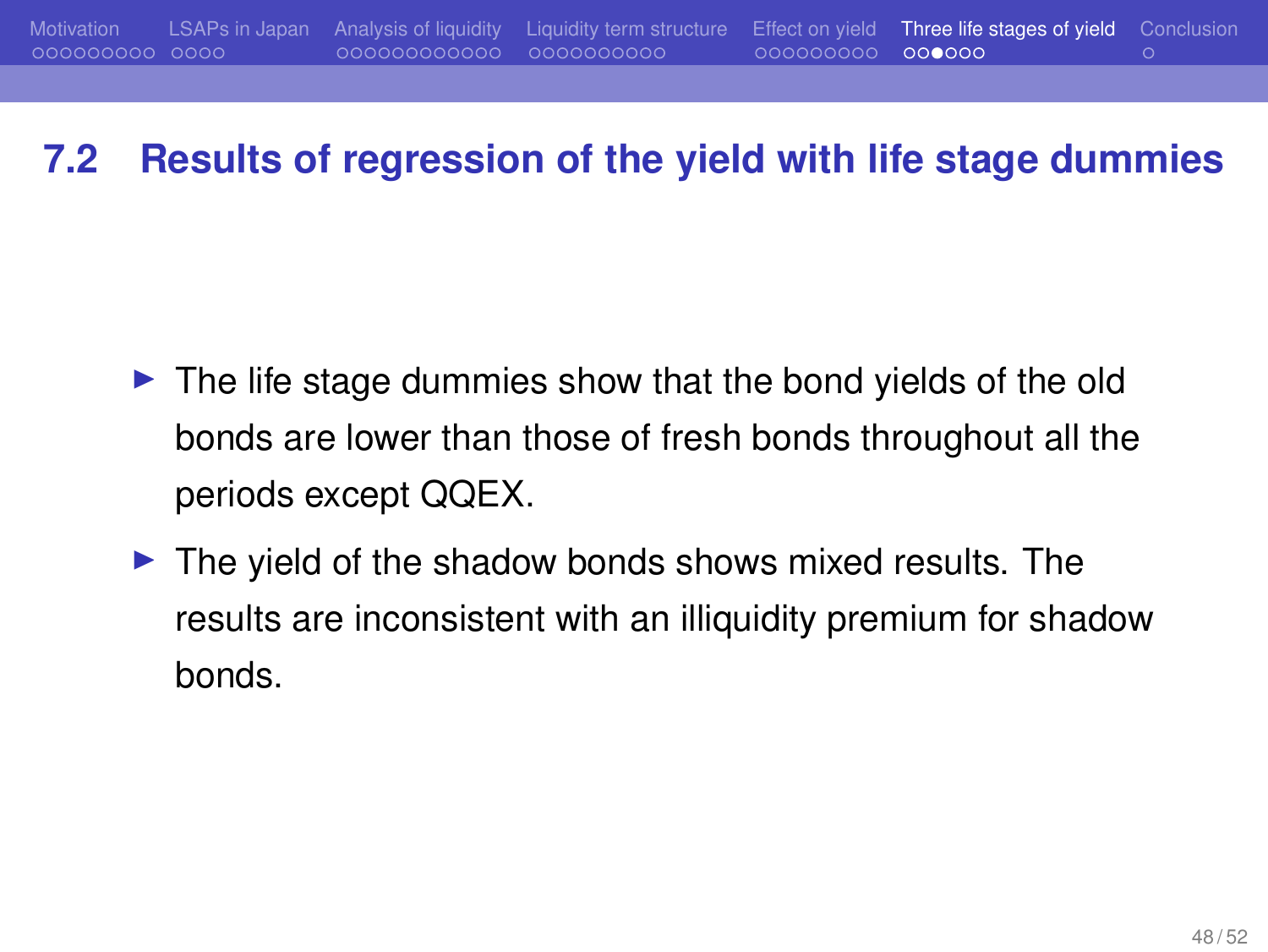## 7.2 Results of regression of the yield with life stage dummies

- The life stage dummies show that the bond yields of the old bonds are lower than those of fresh bonds throughout all the periods except QQEX.
- The yield of the shadow bonds shows mixed results. The results are inconsistent with an illiquidity premium for shadow bonds.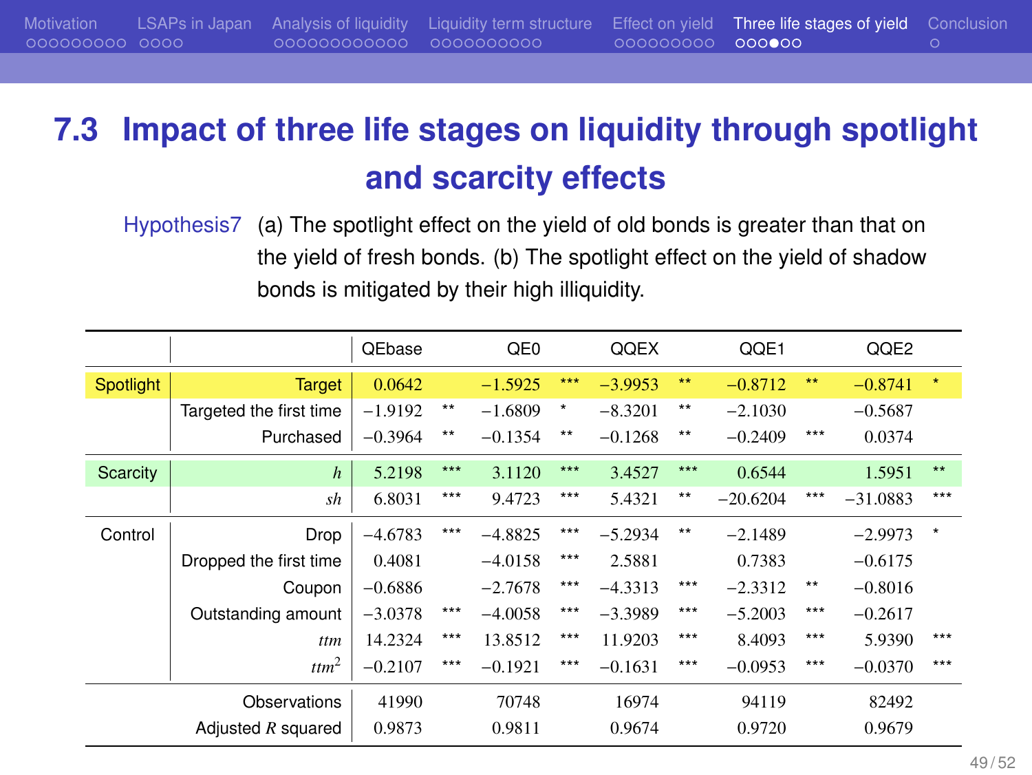## 7.3 Impact of three life stages on liquidity through spotlight and scarcity effects

Hypothesis7 (a) The spotlight effect on the yield of old bonds is greater than that on the yield of fresh bonds. (b) The spotlight effect on the yield of shadow bonds is mitigated by their high illiquidity.

| | | QEbase | | QE0 | | QQEX | | QQE1 | | QQE2 | |
|---|---|---|---|---|---|---|---|---|---|---|---|
| Spotlight | Target | 0.0642 | | −1.5925 | *** | −3.9953 | ** | −0.8712 | ** | −0.8741 | * |
| | Targeted the first time | −1.9192 | ** | −1.6809 | * | −8.3201 | ** | −2.1030 | | −0.5687 | |
| | Purchased | −0.3964 | ** | −0.1354 | ** | −0.1268 | ** | −0.2409 | *** | 0.0374 | |
| Scarcity | $h$ | 5.2198 | *** | 3.1120 | *** | 3.4527 | *** | 0.6544 | | 1.5951 | ** |
| | $sh$ | 6.8031 | *** | 9.4723 | *** | 5.4321 | ** | −20.6204 | *** | −31.0883 | *** |
| Control | Drop | −4.6783 | *** | −4.8825 | *** | −5.2934 | ** | −2.1489 | | −2.9973 | * |
| | Dropped the first time | 0.4081 | | −4.0158 | *** | 2.5881 | | 0.7383 | | −0.6175 | |
| | Coupon | −0.6886 | | −2.7678 | *** | −4.3313 | *** | −2.3312 | ** | −0.8016 | |
| | Outstanding amount | −3.0378 | *** | −4.0058 | *** | −3.3989 | *** | −5.2003 | *** | −0.2617 | |
| | $ttm$ | 14.2324 | *** | 13.8512 | *** | 11.9203 | *** | 8.4093 | *** | 5.9390 | *** |
| | $ttm^2$ | −0.2107 | *** | −0.1921 | *** | −0.1631 | *** | −0.0953 | *** | −0.0370 | *** |
| | Observations | 41990 | | 70748 | | 16974 | | 94119 | | 82492 | |
| | Adjusted $R$ squared | 0.9873 | | 0.9811 | | 0.9674 | | 0.9720 | | 0.9679 | |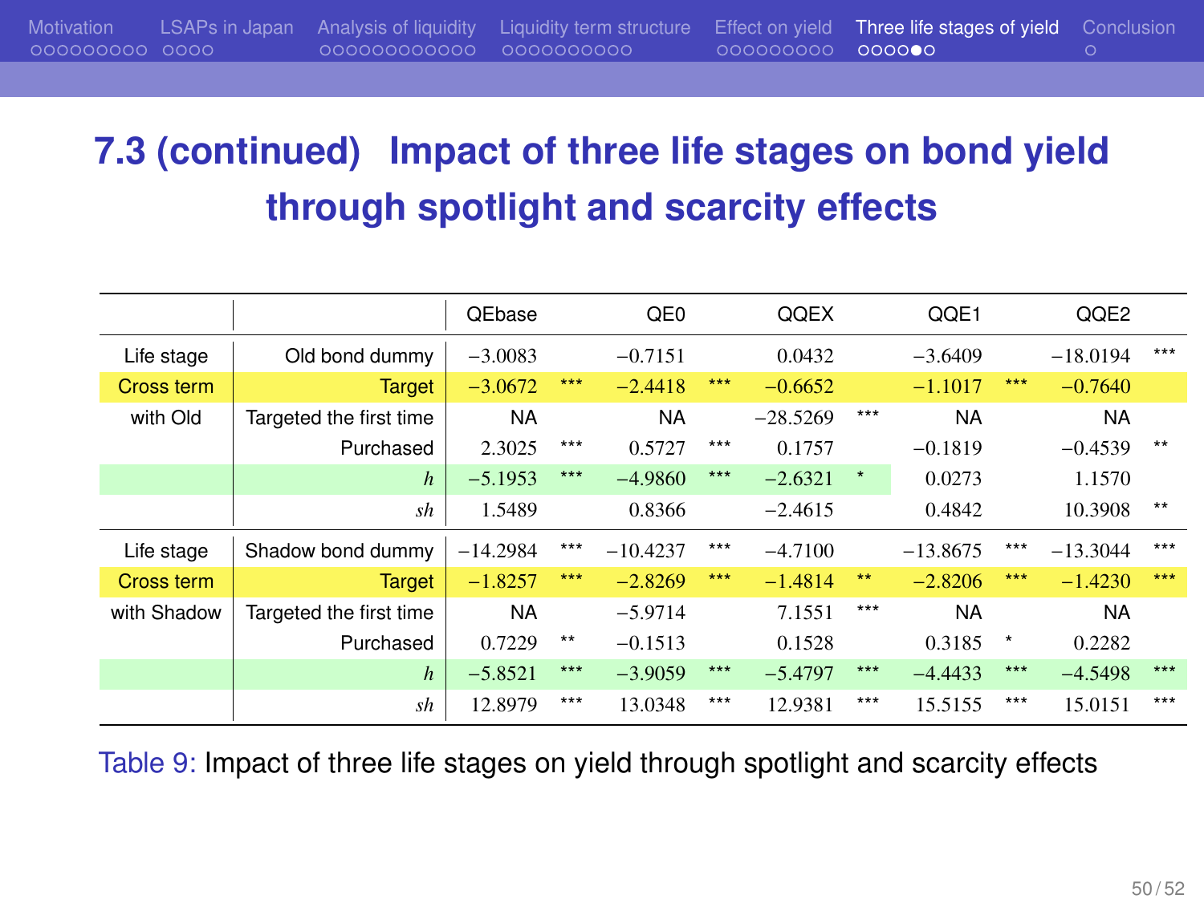## 7.3 (continued) Impact of three life stages on bond yield through spotlight and scarcity effects

| | | QEbase | | QE0 | | QQEX | | QQE1 | | QQE2 | |
|---|---|---|---|---|---|---|---|---|---|---|---|
| Life stage | Old bond dummy | −3.0083 | | −0.7151 | | 0.0432 | | −3.6409 | | −18.0194 | *** |
| Cross term | Target | −3.0672 | *** | −2.4418 | *** | −0.6652 | | −1.1017 | *** | −0.7640 | |
| with Old | Targeted the first time | NA | | NA | | −28.5269 | *** | NA | | NA | |
| | Purchased | 2.3025 | *** | 0.5727 | *** | 0.1757 | | −0.1819 | | −0.4539 | ** |
| | $h$ | −5.1953 | *** | −4.9860 | *** | −2.6321 | * | 0.0273 | | 1.1570 | |
| | $sh$ | 1.5489 | | 0.8366 | | −2.4615 | | 0.4842 | | 10.3908 | ** |
| Life stage | Shadow bond dummy | −14.2984 | *** | −10.4237 | *** | −4.7100 | | −13.8675 | *** | −13.3044 | *** |
| Cross term | Target | −1.8257 | *** | −2.8269 | *** | −1.4814 | ** | −2.8206 | *** | −1.4230 | *** |
| with Shadow | Targeted the first time | NA | | −5.9714 | | 7.1551 | *** | NA | | NA | |
| | Purchased | 0.7229 | ** | −0.1513 | | 0.1528 | | 0.3185 | * | 0.2282 | |
| | $h$ | −5.8521 | *** | −3.9059 | *** | −5.4797 | *** | −4.4433 | *** | −4.5498 | *** |
| | $sh$ | 12.8979 | *** | 13.0348 | *** | 12.9381 | *** | 15.5155 | *** | 15.0151 | *** |

Table 9: Impact of three life stages on yield through spotlight and scarcity effects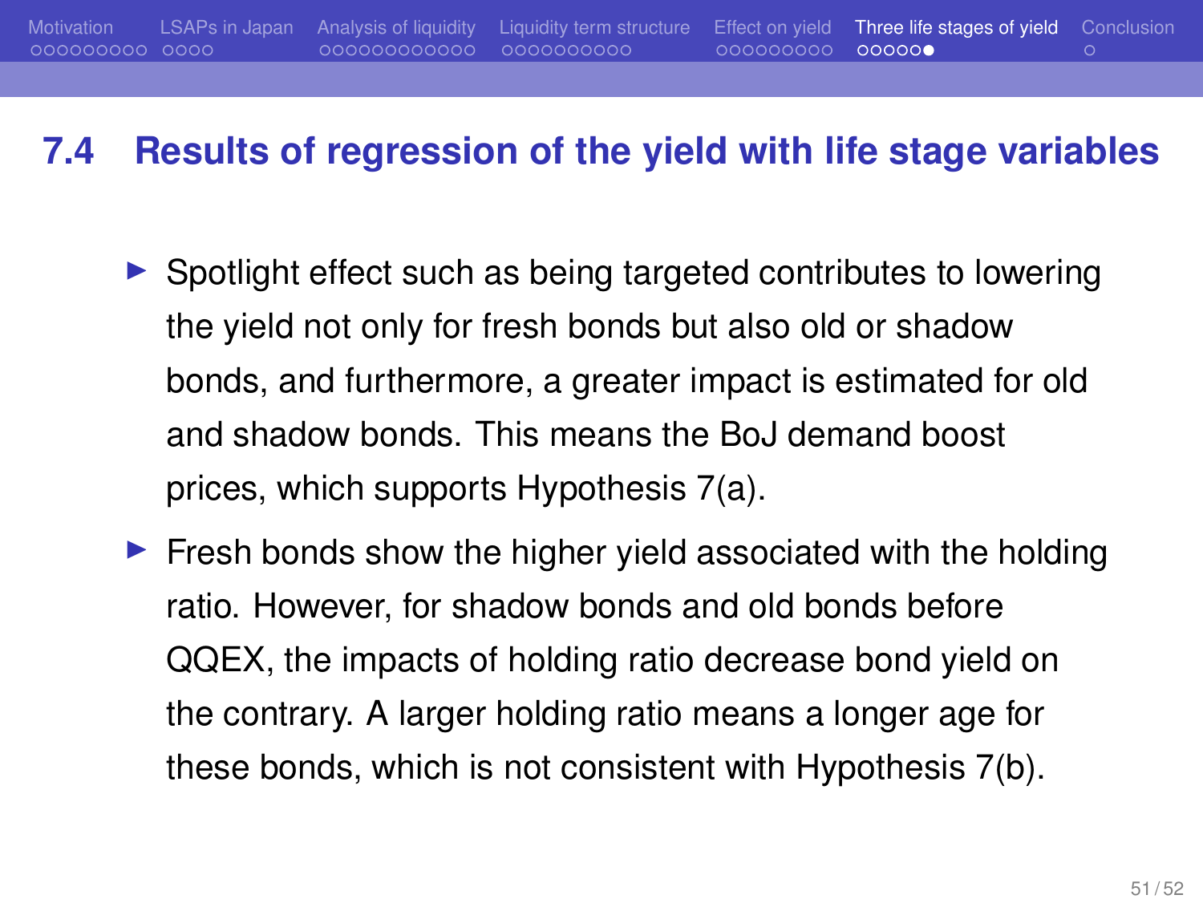## 7.4 Results of regression of the yield with life stage variables

- Spotlight effect such as being targeted contributes to lowering the yield not only for fresh bonds but also old or shadow bonds, and furthermore, a greater impact is estimated for old and shadow bonds. This means the BoJ demand boost prices, which supports Hypothesis 7(a).
- Fresh bonds show the higher yield associated with the holding ratio. However, for shadow bonds and old bonds before QQEX, the impacts of holding ratio decrease bond yield on the contrary. A larger holding ratio means a longer age for these bonds, which is not consistent with Hypothesis 7(b).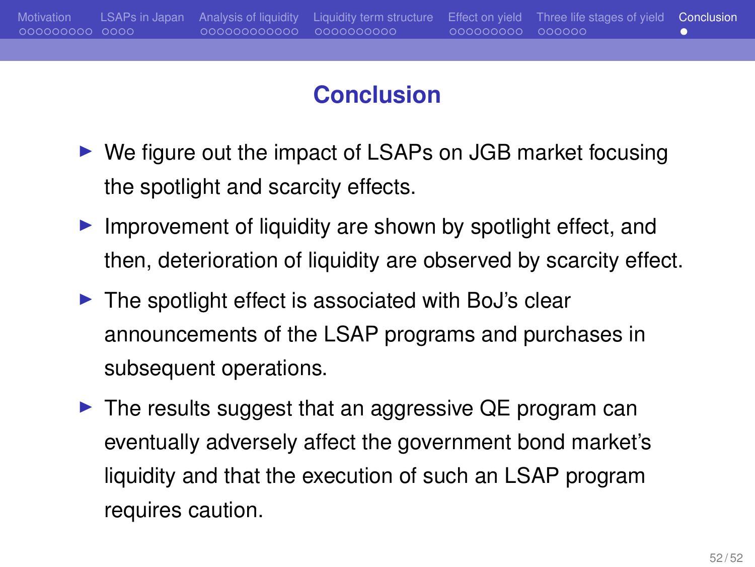# Conclusion

- We figure out the impact of LSAPs on JGB market focusing the spotlight and scarcity effects.
- Improvement of liquidity are shown by spotlight effect, and then, deterioration of liquidity are observed by scarcity effect.
- The spotlight effect is associated with BoJ's clear announcements of the LSAP programs and purchases in subsequent operations.
- The results suggest that an aggressive QE program can eventually adversely affect the government bond market's liquidity and that the execution of such an LSAP program requires caution.